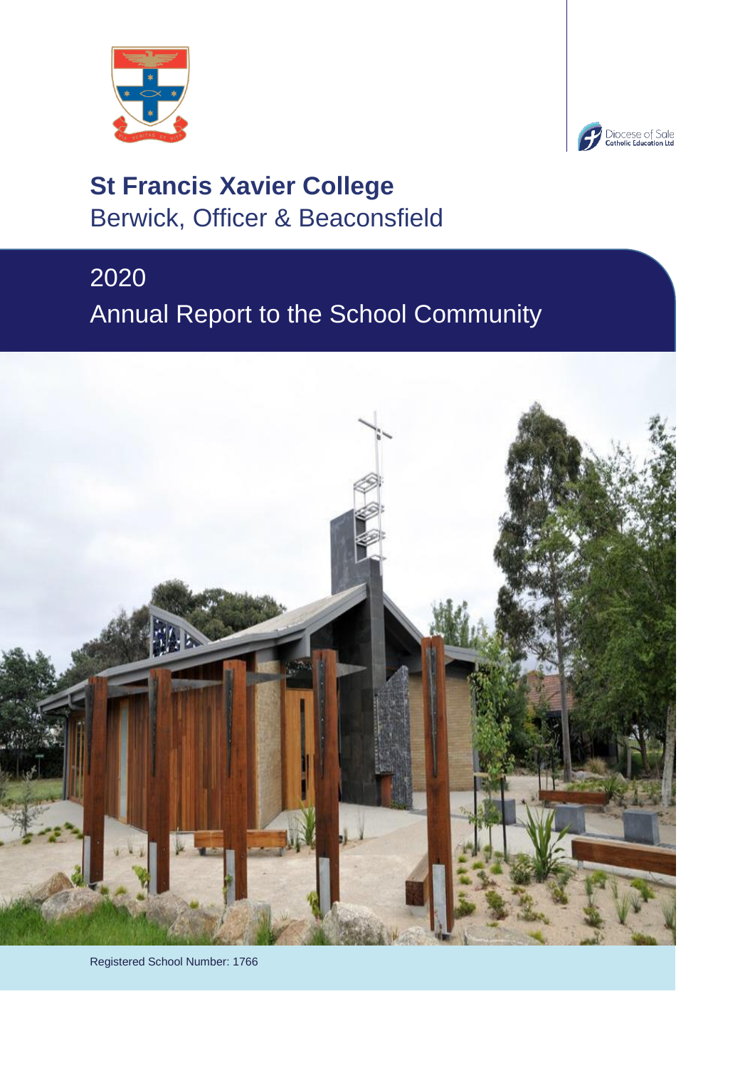# St Francis Xavier College

Berwick, Officer & Beaconsfield

## 2020

## Annual Report to the School Community

Registered School Number: 1766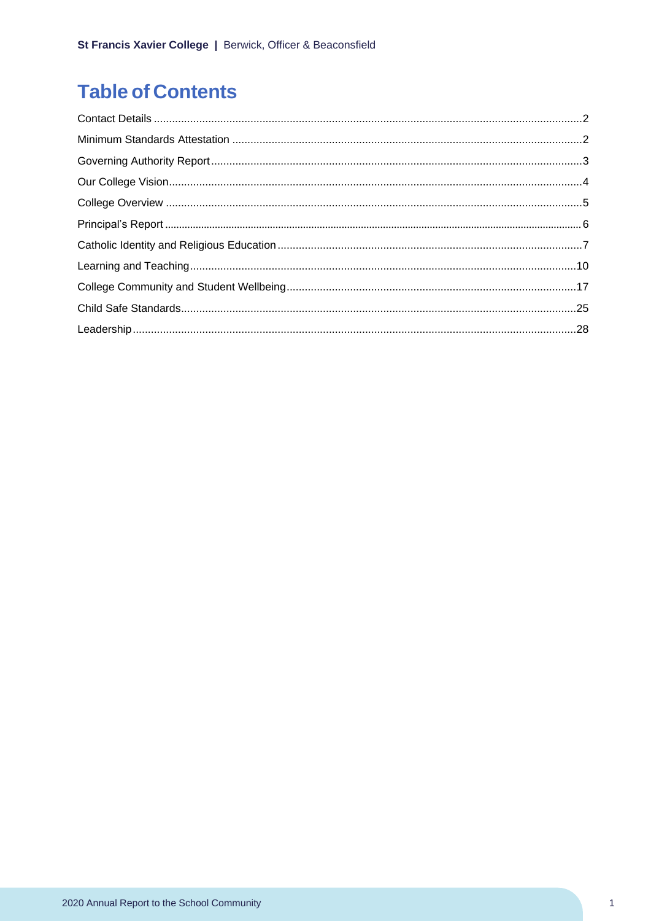# Table of Contents

Contact Details ...2
Minimum Standards Attestation ...2
Governing Authority Report ...3
Our College Vision ...4
College Overview ...5
Principal's Report ...6
Catholic Identity and Religious Education ...7
Learning and Teaching ...10
College Community and Student Wellbeing ...17
Child Safe Standards ...25
Leadership ...28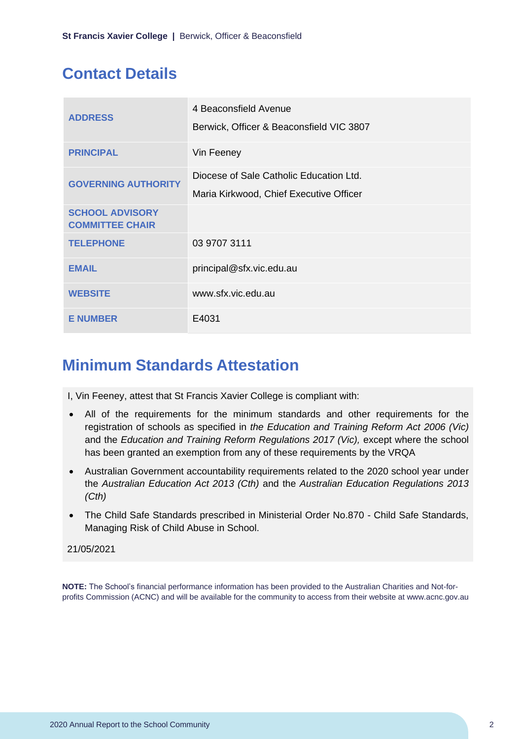## Contact Details

| | |
|---|---|
| **ADDRESS** | 4 Beaconsfield Avenue<br>Berwick, Officer & Beaconsfield VIC 3807 |
| **PRINCIPAL** | Vin Feeney |
| **GOVERNING AUTHORITY** | Diocese of Sale Catholic Education Ltd.<br>Maria Kirkwood, Chief Executive Officer |
| **SCHOOL ADVISORY COMMITTEE CHAIR** | |
| **TELEPHONE** | 03 9707 3111 |
| **EMAIL** | principal@sfx.vic.edu.au |
| **WEBSITE** | www.sfx.vic.edu.au |
| **E NUMBER** | E4031 |

## Minimum Standards Attestation

I, Vin Feeney, attest that St Francis Xavier College is compliant with:

- All of the requirements for the minimum standards and other requirements for the registration of schools as specified in *the Education and Training Reform Act 2006 (Vic)* and the *Education and Training Reform Regulations 2017 (Vic),* except where the school has been granted an exemption from any of these requirements by the VRQA
- Australian Government accountability requirements related to the 2020 school year under the *Australian Education Act 2013 (Cth)* and the *Australian Education Regulations 2013 (Cth)*
- The Child Safe Standards prescribed in Ministerial Order No.870 - Child Safe Standards, Managing Risk of Child Abuse in School.

21/05/2021

**NOTE:** The School's financial performance information has been provided to the Australian Charities and Not-for-profits Commission (ACNC) and will be available for the community to access from their website at www.acnc.gov.au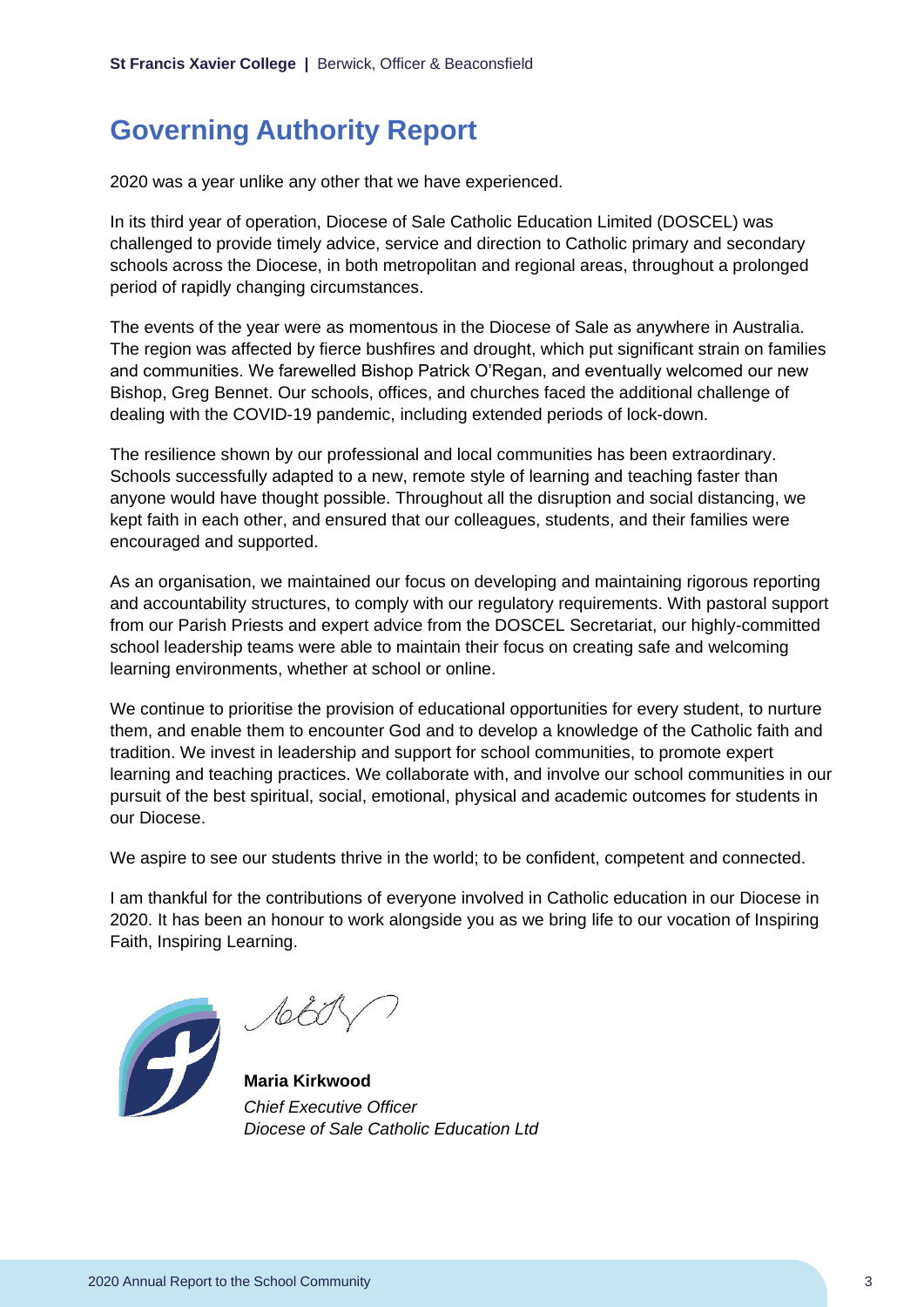# Governing Authority Report

2020 was a year unlike any other that we have experienced.

In its third year of operation, Diocese of Sale Catholic Education Limited (DOSCEL) was challenged to provide timely advice, service and direction to Catholic primary and secondary schools across the Diocese, in both metropolitan and regional areas, throughout a prolonged period of rapidly changing circumstances.

The events of the year were as momentous in the Diocese of Sale as anywhere in Australia. The region was affected by fierce bushfires and drought, which put significant strain on families and communities. We farewelled Bishop Patrick O'Regan, and eventually welcomed our new Bishop, Greg Bennet. Our schools, offices, and churches faced the additional challenge of dealing with the COVID-19 pandemic, including extended periods of lock-down.

The resilience shown by our professional and local communities has been extraordinary. Schools successfully adapted to a new, remote style of learning and teaching faster than anyone would have thought possible. Throughout all the disruption and social distancing, we kept faith in each other, and ensured that our colleagues, students, and their families were encouraged and supported.

As an organisation, we maintained our focus on developing and maintaining rigorous reporting and accountability structures, to comply with our regulatory requirements. With pastoral support from our Parish Priests and expert advice from the DOSCEL Secretariat, our highly-committed school leadership teams were able to maintain their focus on creating safe and welcoming learning environments, whether at school or online.

We continue to prioritise the provision of educational opportunities for every student, to nurture them, and enable them to encounter God and to develop a knowledge of the Catholic faith and tradition. We invest in leadership and support for school communities, to promote expert learning and teaching practices. We collaborate with, and involve our school communities in our pursuit of the best spiritual, social, emotional, physical and academic outcomes for students in our Diocese.

We aspire to see our students thrive in the world; to be confident, competent and connected.

I am thankful for the contributions of everyone involved in Catholic education in our Diocese in 2020. It has been an honour to work alongside you as we bring life to our vocation of Inspiring Faith, Inspiring Learning.

**Maria Kirkwood**
*Chief Executive Officer*
*Diocese of Sale Catholic Education Ltd*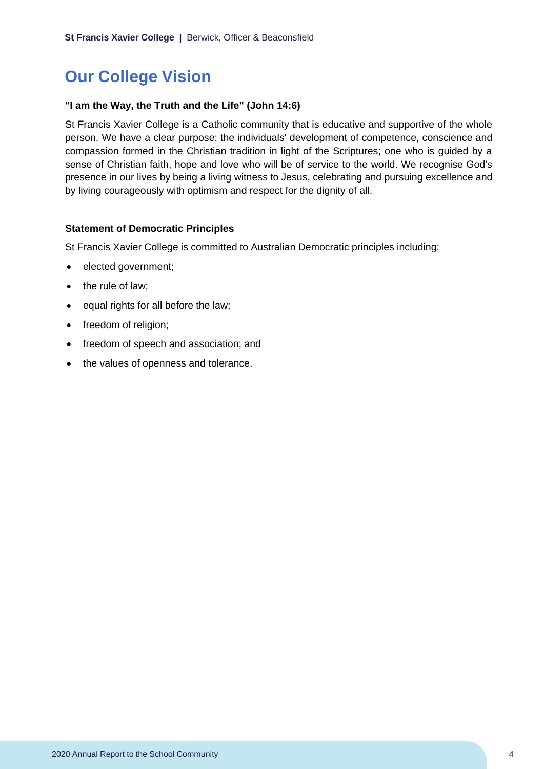# Our College Vision

**"I am the Way, the Truth and the Life" (John 14:6)**

St Francis Xavier College is a Catholic community that is educative and supportive of the whole person. We have a clear purpose: the individuals' development of competence, conscience and compassion formed in the Christian tradition in light of the Scriptures; one who is guided by a sense of Christian faith, hope and love who will be of service to the world. We recognise God's presence in our lives by being a living witness to Jesus, celebrating and pursuing excellence and by living courageously with optimism and respect for the dignity of all.

**Statement of Democratic Principles**

St Francis Xavier College is committed to Australian Democratic principles including:

- elected government;
- the rule of law;
- equal rights for all before the law;
- freedom of religion;
- freedom of speech and association; and
- the values of openness and tolerance.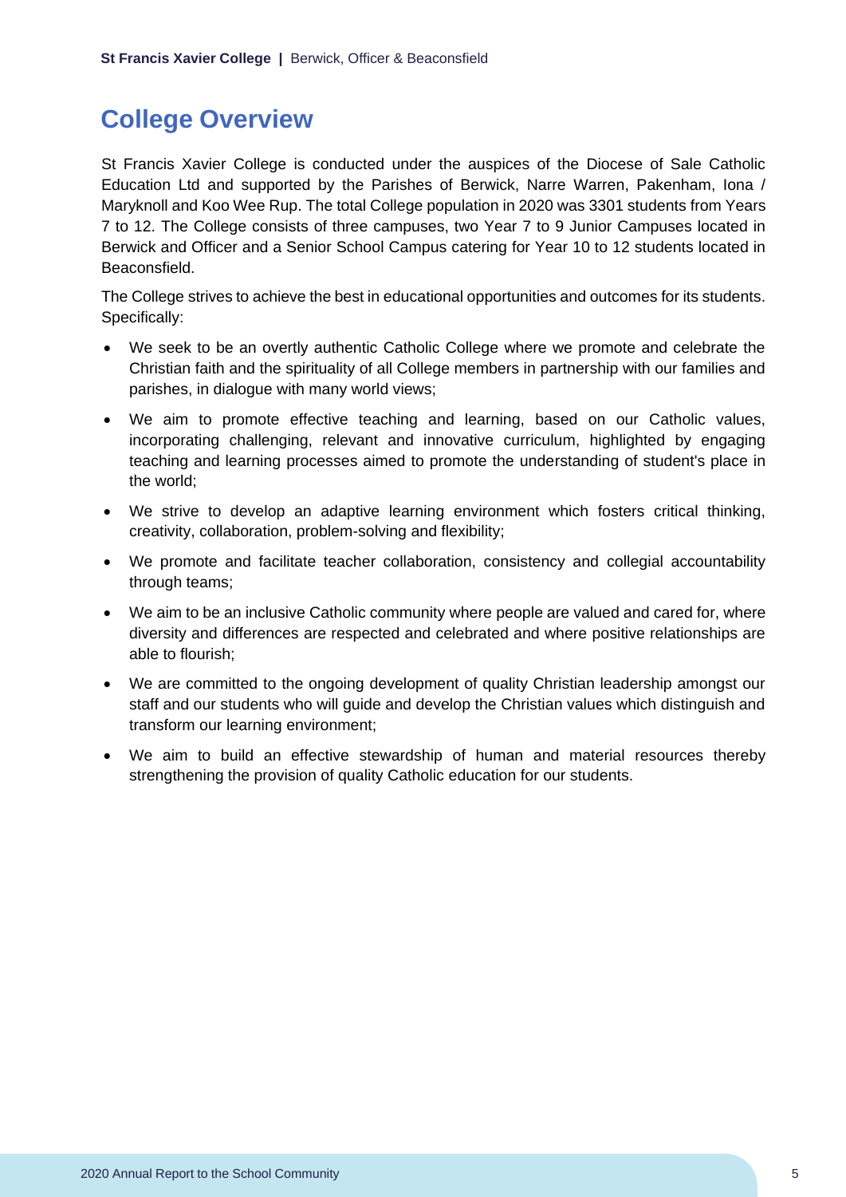# College Overview

St Francis Xavier College is conducted under the auspices of the Diocese of Sale Catholic Education Ltd and supported by the Parishes of Berwick, Narre Warren, Pakenham, Iona / Maryknoll and Koo Wee Rup. The total College population in 2020 was 3301 students from Years 7 to 12. The College consists of three campuses, two Year 7 to 9 Junior Campuses located in Berwick and Officer and a Senior School Campus catering for Year 10 to 12 students located in Beaconsfield.

The College strives to achieve the best in educational opportunities and outcomes for its students. Specifically:

- We seek to be an overtly authentic Catholic College where we promote and celebrate the Christian faith and the spirituality of all College members in partnership with our families and parishes, in dialogue with many world views;
- We aim to promote effective teaching and learning, based on our Catholic values, incorporating challenging, relevant and innovative curriculum, highlighted by engaging teaching and learning processes aimed to promote the understanding of student's place in the world;
- We strive to develop an adaptive learning environment which fosters critical thinking, creativity, collaboration, problem-solving and flexibility;
- We promote and facilitate teacher collaboration, consistency and collegial accountability through teams;
- We aim to be an inclusive Catholic community where people are valued and cared for, where diversity and differences are respected and celebrated and where positive relationships are able to flourish;
- We are committed to the ongoing development of quality Christian leadership amongst our staff and our students who will guide and develop the Christian values which distinguish and transform our learning environment;
- We aim to build an effective stewardship of human and material resources thereby strengthening the provision of quality Catholic education for our students.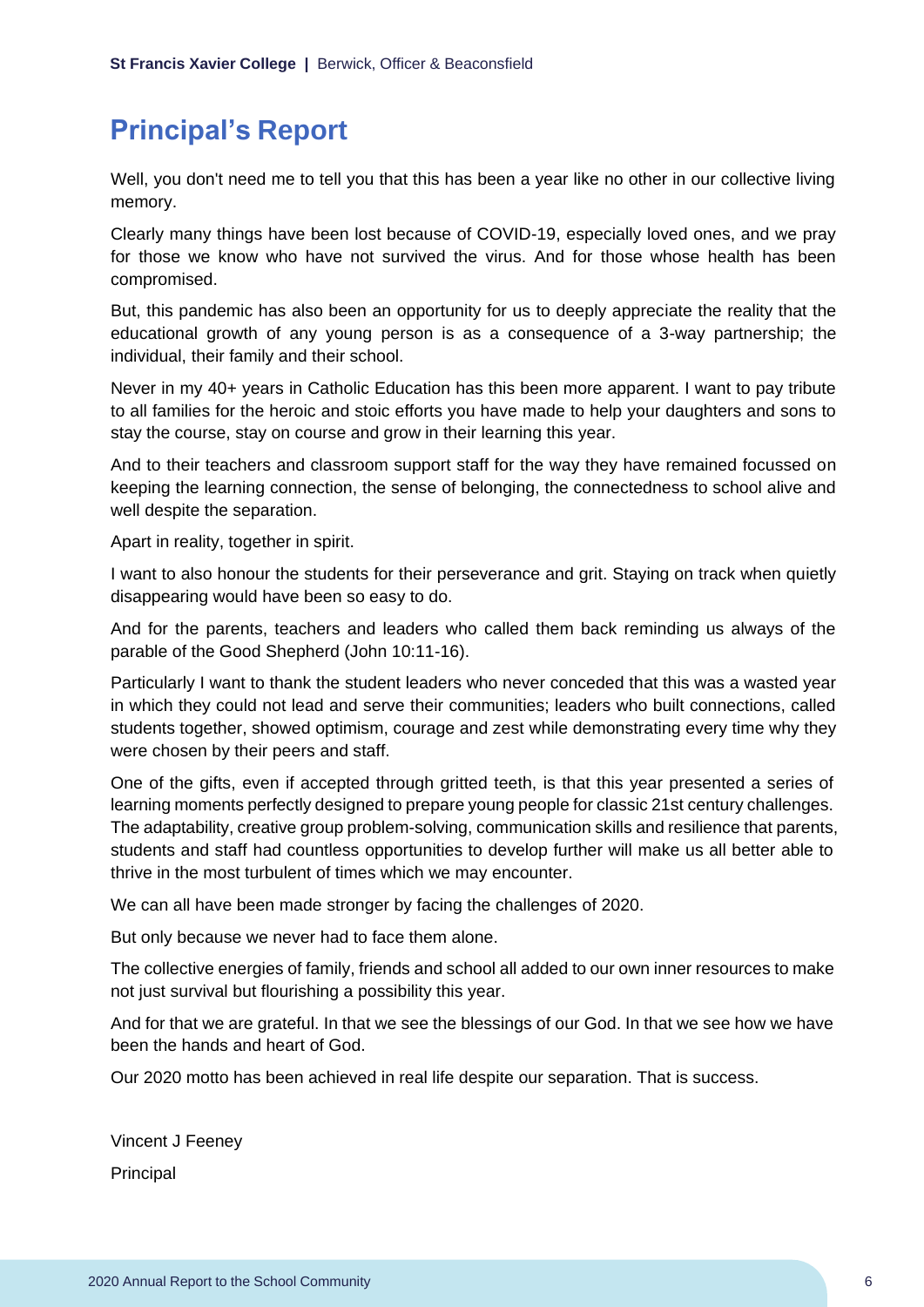## Principal's Report

Well, you don't need me to tell you that this has been a year like no other in our collective living memory.

Clearly many things have been lost because of COVID-19, especially loved ones, and we pray for those we know who have not survived the virus. And for those whose health has been compromised.

But, this pandemic has also been an opportunity for us to deeply appreciate the reality that the educational growth of any young person is as a consequence of a 3-way partnership; the individual, their family and their school.

Never in my 40+ years in Catholic Education has this been more apparent. I want to pay tribute to all families for the heroic and stoic efforts you have made to help your daughters and sons to stay the course, stay on course and grow in their learning this year.

And to their teachers and classroom support staff for the way they have remained focussed on keeping the learning connection, the sense of belonging, the connectedness to school alive and well despite the separation.

Apart in reality, together in spirit.

I want to also honour the students for their perseverance and grit. Staying on track when quietly disappearing would have been so easy to do.

And for the parents, teachers and leaders who called them back reminding us always of the parable of the Good Shepherd (John 10:11-16).

Particularly I want to thank the student leaders who never conceded that this was a wasted year in which they could not lead and serve their communities; leaders who built connections, called students together, showed optimism, courage and zest while demonstrating every time why they were chosen by their peers and staff.

One of the gifts, even if accepted through gritted teeth, is that this year presented a series of learning moments perfectly designed to prepare young people for classic 21st century challenges. The adaptability, creative group problem-solving, communication skills and resilience that parents, students and staff had countless opportunities to develop further will make us all better able to thrive in the most turbulent of times which we may encounter.

We can all have been made stronger by facing the challenges of 2020.

But only because we never had to face them alone.

The collective energies of family, friends and school all added to our own inner resources to make not just survival but flourishing a possibility this year.

And for that we are grateful. In that we see the blessings of our God. In that we see how we have been the hands and heart of God.

Our 2020 motto has been achieved in real life despite our separation. That is success.

Vincent J Feeney

Principal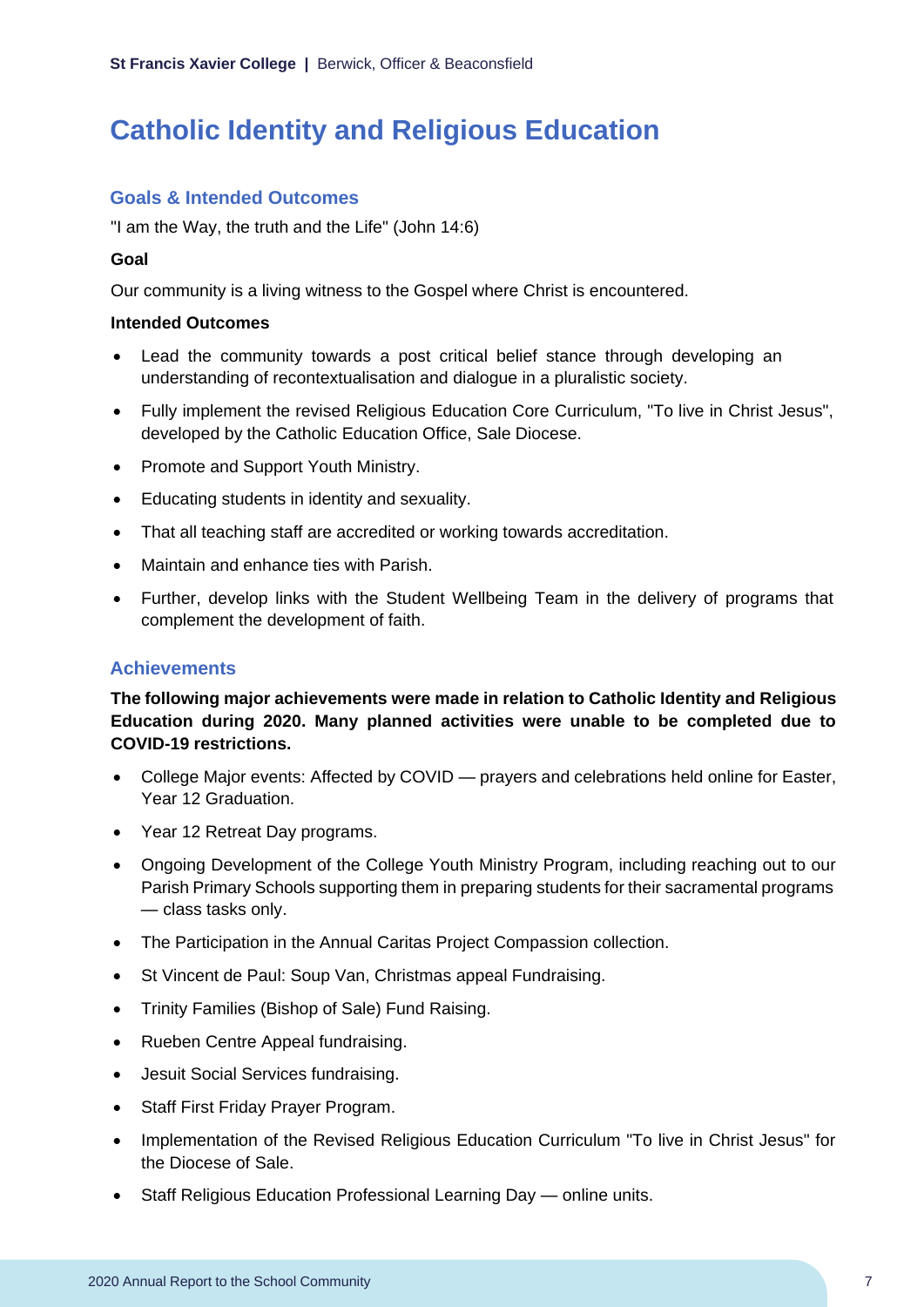# Catholic Identity and Religious Education

## Goals & Intended Outcomes

"I am the Way, the truth and the Life" (John 14:6)

**Goal**

Our community is a living witness to the Gospel where Christ is encountered.

**Intended Outcomes**

- Lead the community towards a post critical belief stance through developing an understanding of recontextualisation and dialogue in a pluralistic society.
- Fully implement the revised Religious Education Core Curriculum, "To live in Christ Jesus", developed by the Catholic Education Office, Sale Diocese.
- Promote and Support Youth Ministry.
- Educating students in identity and sexuality.
- That all teaching staff are accredited or working towards accreditation.
- Maintain and enhance ties with Parish.
- Further, develop links with the Student Wellbeing Team in the delivery of programs that complement the development of faith.

## Achievements

**The following major achievements were made in relation to Catholic Identity and Religious Education during 2020. Many planned activities were unable to be completed due to COVID-19 restrictions.**

- College Major events: Affected by COVID — prayers and celebrations held online for Easter, Year 12 Graduation.
- Year 12 Retreat Day programs.
- Ongoing Development of the College Youth Ministry Program, including reaching out to our Parish Primary Schools supporting them in preparing students for their sacramental programs — class tasks only.
- The Participation in the Annual Caritas Project Compassion collection.
- St Vincent de Paul: Soup Van, Christmas appeal Fundraising.
- Trinity Families (Bishop of Sale) Fund Raising.
- Rueben Centre Appeal fundraising.
- Jesuit Social Services fundraising.
- Staff First Friday Prayer Program.
- Implementation of the Revised Religious Education Curriculum "To live in Christ Jesus" for the Diocese of Sale.
- Staff Religious Education Professional Learning Day — online units.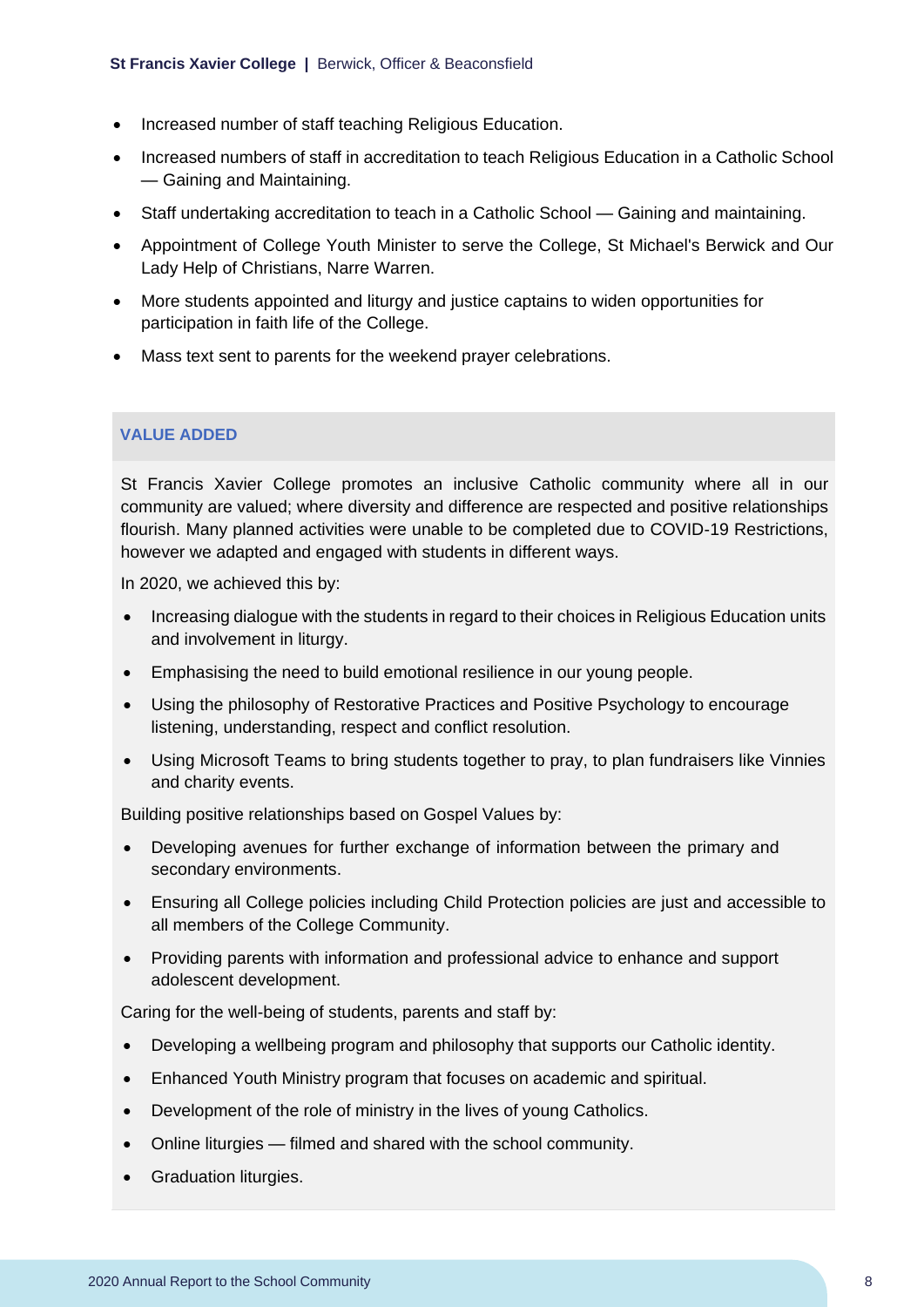- Increased number of staff teaching Religious Education.
- Increased numbers of staff in accreditation to teach Religious Education in a Catholic School — Gaining and Maintaining.
- Staff undertaking accreditation to teach in a Catholic School — Gaining and maintaining.
- Appointment of College Youth Minister to serve the College, St Michael's Berwick and Our Lady Help of Christians, Narre Warren.
- More students appointed and liturgy and justice captains to widen opportunities for participation in faith life of the College.
- Mass text sent to parents for the weekend prayer celebrations.

### VALUE ADDED

St Francis Xavier College promotes an inclusive Catholic community where all in our community are valued; where diversity and difference are respected and positive relationships flourish. Many planned activities were unable to be completed due to COVID-19 Restrictions, however we adapted and engaged with students in different ways.

In 2020, we achieved this by:

- Increasing dialogue with the students in regard to their choices in Religious Education units and involvement in liturgy.
- Emphasising the need to build emotional resilience in our young people.
- Using the philosophy of Restorative Practices and Positive Psychology to encourage listening, understanding, respect and conflict resolution.
- Using Microsoft Teams to bring students together to pray, to plan fundraisers like Vinnies and charity events.

Building positive relationships based on Gospel Values by:

- Developing avenues for further exchange of information between the primary and secondary environments.
- Ensuring all College policies including Child Protection policies are just and accessible to all members of the College Community.
- Providing parents with information and professional advice to enhance and support adolescent development.

Caring for the well-being of students, parents and staff by:

- Developing a wellbeing program and philosophy that supports our Catholic identity.
- Enhanced Youth Ministry program that focuses on academic and spiritual.
- Development of the role of ministry in the lives of young Catholics.
- Online liturgies — filmed and shared with the school community.
- Graduation liturgies.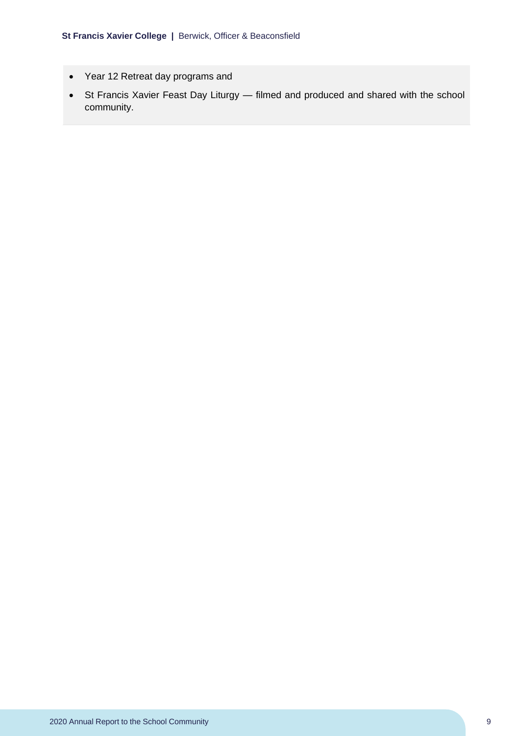- Year 12 Retreat day programs and
- St Francis Xavier Feast Day Liturgy — filmed and produced and shared with the school community.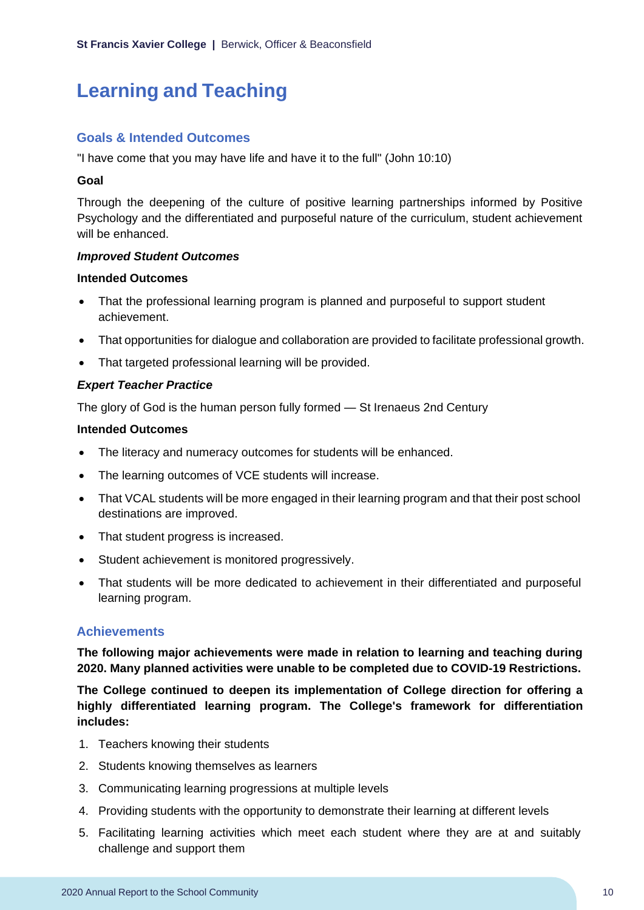# Learning and Teaching

## Goals & Intended Outcomes

"I have come that you may have life and have it to the full" (John 10:10)

**Goal**

Through the deepening of the culture of positive learning partnerships informed by Positive Psychology and the differentiated and purposeful nature of the curriculum, student achievement will be enhanced.

***Improved Student Outcomes***

**Intended Outcomes**

- That the professional learning program is planned and purposeful to support student achievement.
- That opportunities for dialogue and collaboration are provided to facilitate professional growth.
- That targeted professional learning will be provided.

***Expert Teacher Practice***

The glory of God is the human person fully formed — St Irenaeus 2nd Century

**Intended Outcomes**

- The literacy and numeracy outcomes for students will be enhanced.
- The learning outcomes of VCE students will increase.
- That VCAL students will be more engaged in their learning program and that their post school destinations are improved.
- That student progress is increased.
- Student achievement is monitored progressively.
- That students will be more dedicated to achievement in their differentiated and purposeful learning program.

## Achievements

**The following major achievements were made in relation to learning and teaching during 2020. Many planned activities were unable to be completed due to COVID-19 Restrictions.**

**The College continued to deepen its implementation of College direction for offering a highly differentiated learning program. The College's framework for differentiation includes:**

1. Teachers knowing their students
2. Students knowing themselves as learners
3. Communicating learning progressions at multiple levels
4. Providing students with the opportunity to demonstrate their learning at different levels
5. Facilitating learning activities which meet each student where they are at and suitably challenge and support them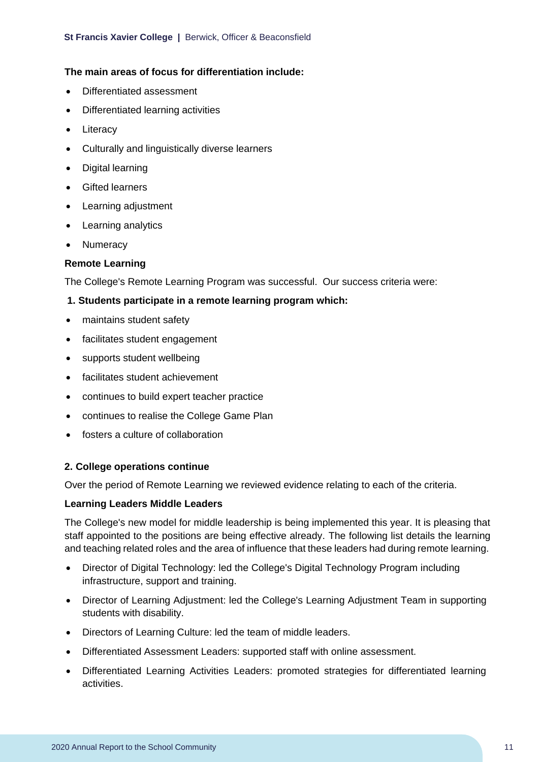**The main areas of focus for differentiation include:**

- Differentiated assessment
- Differentiated learning activities
- Literacy
- Culturally and linguistically diverse learners
- Digital learning
- Gifted learners
- Learning adjustment
- Learning analytics
- Numeracy

**Remote Learning**

The College's Remote Learning Program was successful. Our success criteria were:

**1. Students participate in a remote learning program which:**

- maintains student safety
- facilitates student engagement
- supports student wellbeing
- facilitates student achievement
- continues to build expert teacher practice
- continues to realise the College Game Plan
- fosters a culture of collaboration

**2. College operations continue**

Over the period of Remote Learning we reviewed evidence relating to each of the criteria.

**Learning Leaders Middle Leaders**

The College's new model for middle leadership is being implemented this year. It is pleasing that staff appointed to the positions are being effective already. The following list details the learning and teaching related roles and the area of influence that these leaders had during remote learning.

- Director of Digital Technology: led the College's Digital Technology Program including infrastructure, support and training.
- Director of Learning Adjustment: led the College's Learning Adjustment Team in supporting students with disability.
- Directors of Learning Culture: led the team of middle leaders.
- Differentiated Assessment Leaders: supported staff with online assessment.
- Differentiated Learning Activities Leaders: promoted strategies for differentiated learning activities.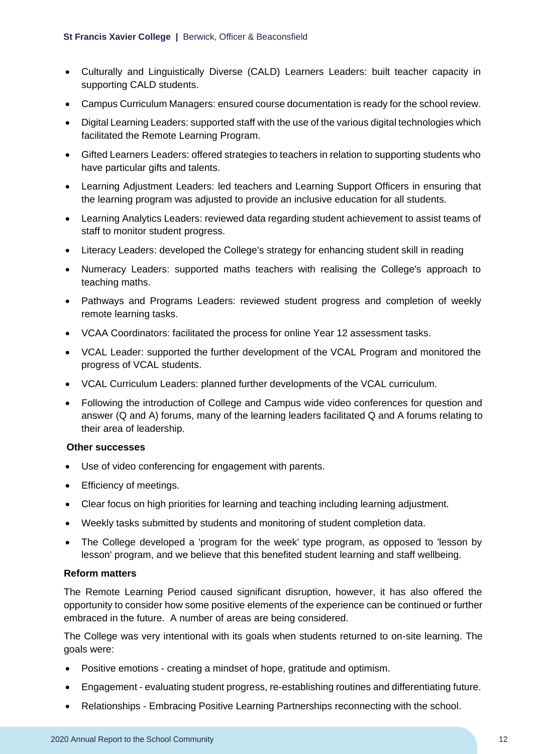- Culturally and Linguistically Diverse (CALD) Learners Leaders: built teacher capacity in supporting CALD students.
- Campus Curriculum Managers: ensured course documentation is ready for the school review.
- Digital Learning Leaders: supported staff with the use of the various digital technologies which facilitated the Remote Learning Program.
- Gifted Learners Leaders: offered strategies to teachers in relation to supporting students who have particular gifts and talents.
- Learning Adjustment Leaders: led teachers and Learning Support Officers in ensuring that the learning program was adjusted to provide an inclusive education for all students.
- Learning Analytics Leaders: reviewed data regarding student achievement to assist teams of staff to monitor student progress.
- Literacy Leaders: developed the College's strategy for enhancing student skill in reading
- Numeracy Leaders: supported maths teachers with realising the College's approach to teaching maths.
- Pathways and Programs Leaders: reviewed student progress and completion of weekly remote learning tasks.
- VCAA Coordinators: facilitated the process for online Year 12 assessment tasks.
- VCAL Leader: supported the further development of the VCAL Program and monitored the progress of VCAL students.
- VCAL Curriculum Leaders: planned further developments of the VCAL curriculum.
- Following the introduction of College and Campus wide video conferences for question and answer (Q and A) forums, many of the learning leaders facilitated Q and A forums relating to their area of leadership.

**Other successes**

- Use of video conferencing for engagement with parents.
- Efficiency of meetings.
- Clear focus on high priorities for learning and teaching including learning adjustment.
- Weekly tasks submitted by students and monitoring of student completion data.
- The College developed a 'program for the week' type program, as opposed to 'lesson by lesson' program, and we believe that this benefited student learning and staff wellbeing.

**Reform matters**

The Remote Learning Period caused significant disruption, however, it has also offered the opportunity to consider how some positive elements of the experience can be continued or further embraced in the future. A number of areas are being considered.

The College was very intentional with its goals when students returned to on-site learning. The goals were:

- Positive emotions - creating a mindset of hope, gratitude and optimism.
- Engagement - evaluating student progress, re-establishing routines and differentiating future.
- Relationships - Embracing Positive Learning Partnerships reconnecting with the school.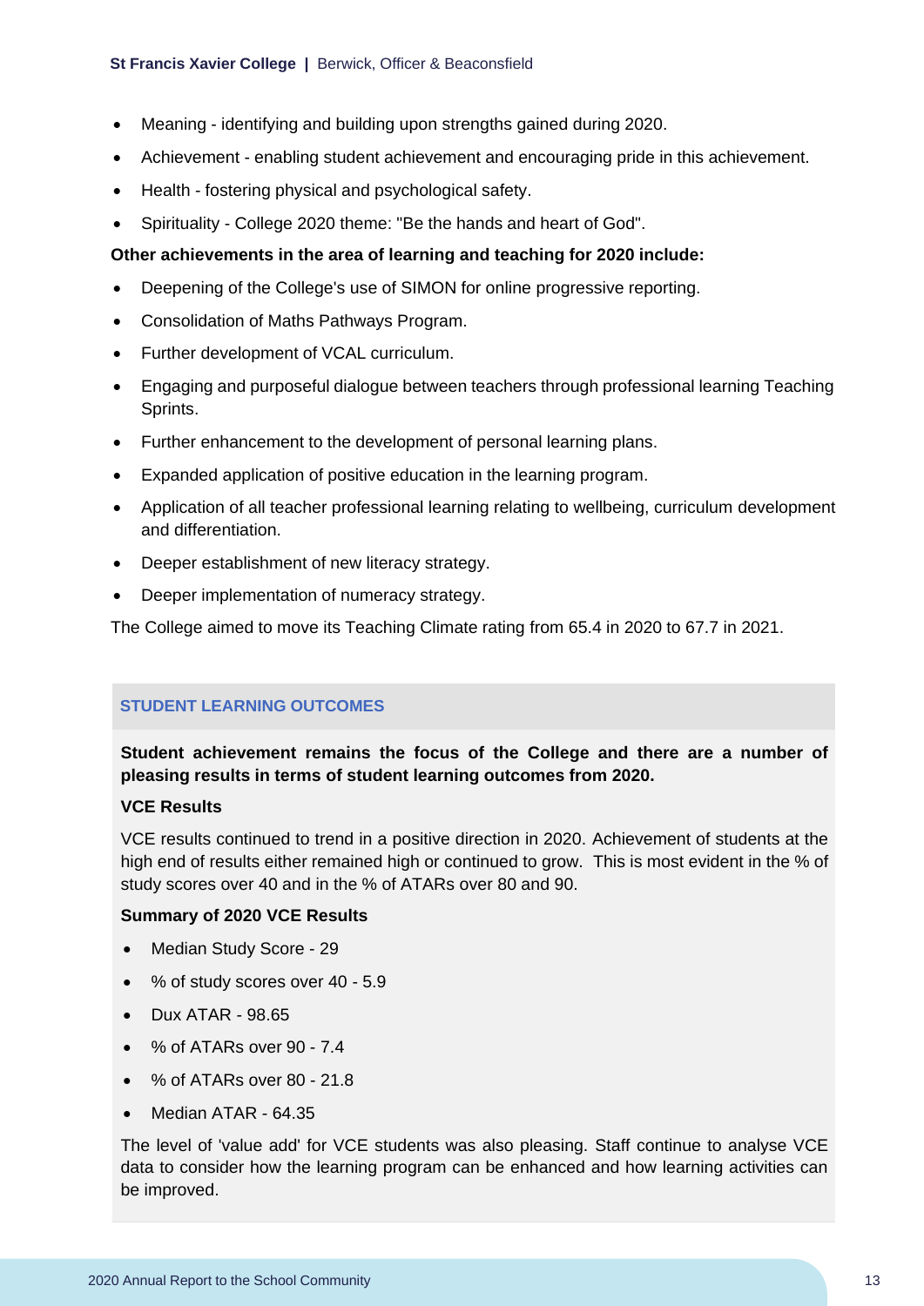- Meaning - identifying and building upon strengths gained during 2020.
- Achievement - enabling student achievement and encouraging pride in this achievement.
- Health - fostering physical and psychological safety.
- Spirituality - College 2020 theme: "Be the hands and heart of God".

**Other achievements in the area of learning and teaching for 2020 include:**

- Deepening of the College's use of SIMON for online progressive reporting.
- Consolidation of Maths Pathways Program.
- Further development of VCAL curriculum.
- Engaging and purposeful dialogue between teachers through professional learning Teaching Sprints.
- Further enhancement to the development of personal learning plans.
- Expanded application of positive education in the learning program.
- Application of all teacher professional learning relating to wellbeing, curriculum development and differentiation.
- Deeper establishment of new literacy strategy.
- Deeper implementation of numeracy strategy.

The College aimed to move its Teaching Climate rating from 65.4 in 2020 to 67.7 in 2021.

## STUDENT LEARNING OUTCOMES

**Student achievement remains the focus of the College and there are a number of pleasing results in terms of student learning outcomes from 2020.**

**VCE Results**

VCE results continued to trend in a positive direction in 2020. Achievement of students at the high end of results either remained high or continued to grow. This is most evident in the % of study scores over 40 and in the % of ATARs over 80 and 90.

**Summary of 2020 VCE Results**

- Median Study Score - 29
- % of study scores over 40 - 5.9
- Dux ATAR - 98.65
- % of ATARs over 90 - 7.4
- % of ATARs over 80 - 21.8
- Median ATAR - 64.35

The level of 'value add' for VCE students was also pleasing. Staff continue to analyse VCE data to consider how the learning program can be enhanced and how learning activities can be improved.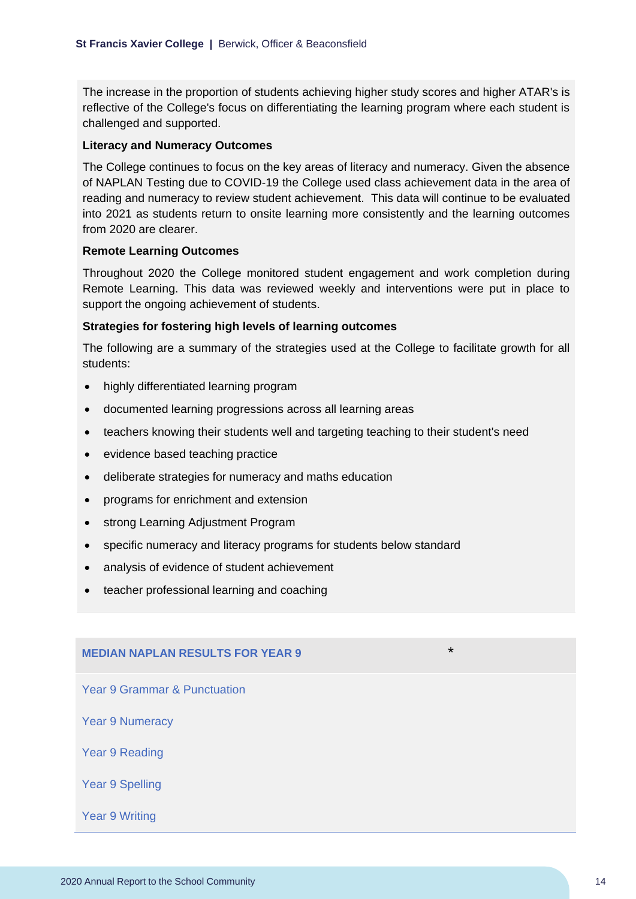The increase in the proportion of students achieving higher study scores and higher ATAR's is reflective of the College's focus on differentiating the learning program where each student is challenged and supported.

**Literacy and Numeracy Outcomes**

The College continues to focus on the key areas of literacy and numeracy. Given the absence of NAPLAN Testing due to COVID-19 the College used class achievement data in the area of reading and numeracy to review student achievement.  This data will continue to be evaluated into 2021 as students return to onsite learning more consistently and the learning outcomes from 2020 are clearer.

**Remote Learning Outcomes**

Throughout 2020 the College monitored student engagement and work completion during Remote Learning. This data was reviewed weekly and interventions were put in place to support the ongoing achievement of students.

**Strategies for fostering high levels of learning outcomes**

The following are a summary of the strategies used at the College to facilitate growth for all students:

- highly differentiated learning program
- documented learning progressions across all learning areas
- teachers knowing their students well and targeting teaching to their student's need
- evidence based teaching practice
- deliberate strategies for numeracy and maths education
- programs for enrichment and extension
- strong Learning Adjustment Program
- specific numeracy and literacy programs for students below standard
- analysis of evidence of student achievement
- teacher professional learning and coaching

| MEDIAN NAPLAN RESULTS FOR YEAR 9 | * |
| --- | --- |
| Year 9 Grammar & Punctuation | |
| Year 9 Numeracy | |
| Year 9 Reading | |
| Year 9 Spelling | |
| Year 9 Writing | |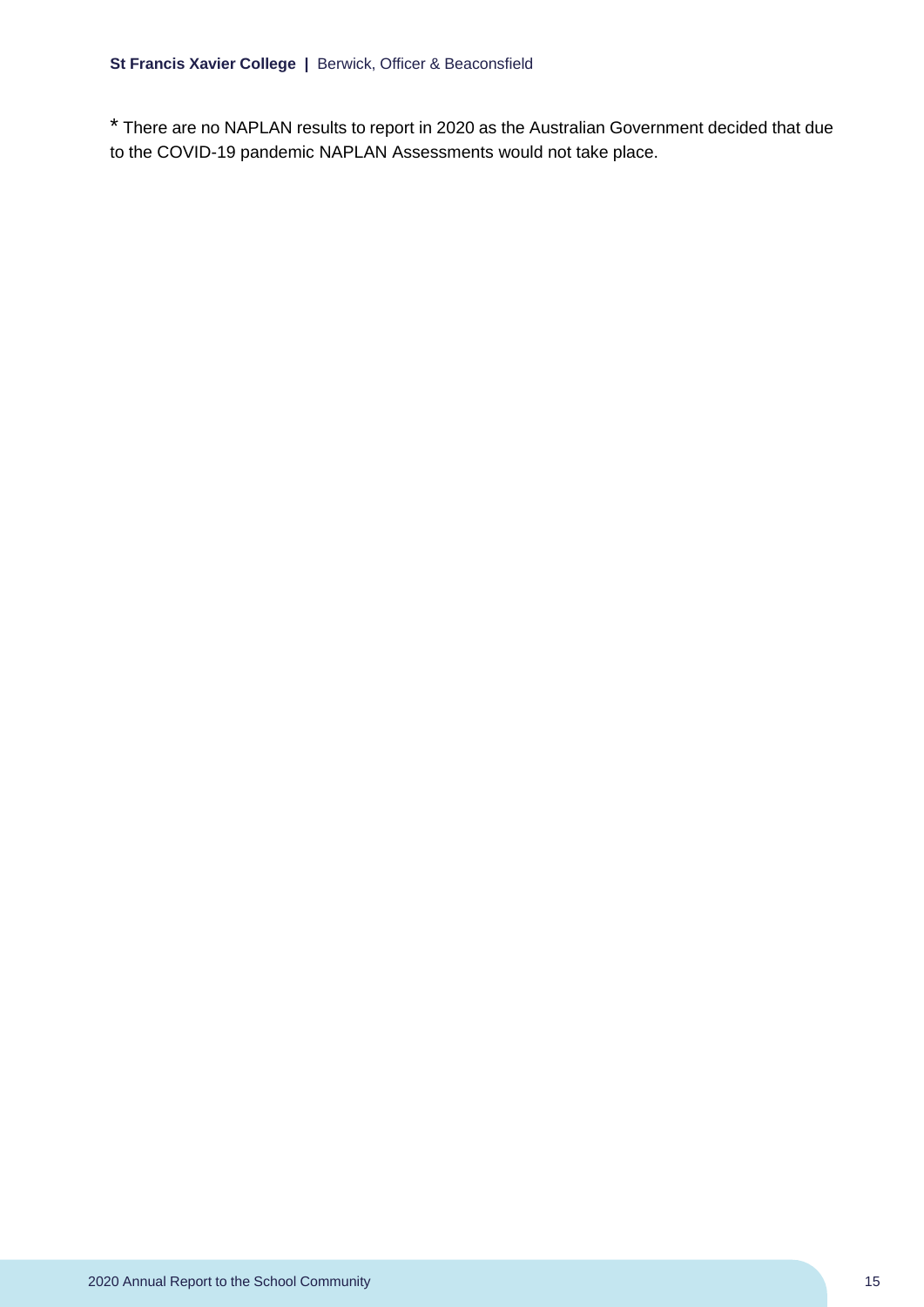* There are no NAPLAN results to report in 2020 as the Australian Government decided that due to the COVID-19 pandemic NAPLAN Assessments would not take place.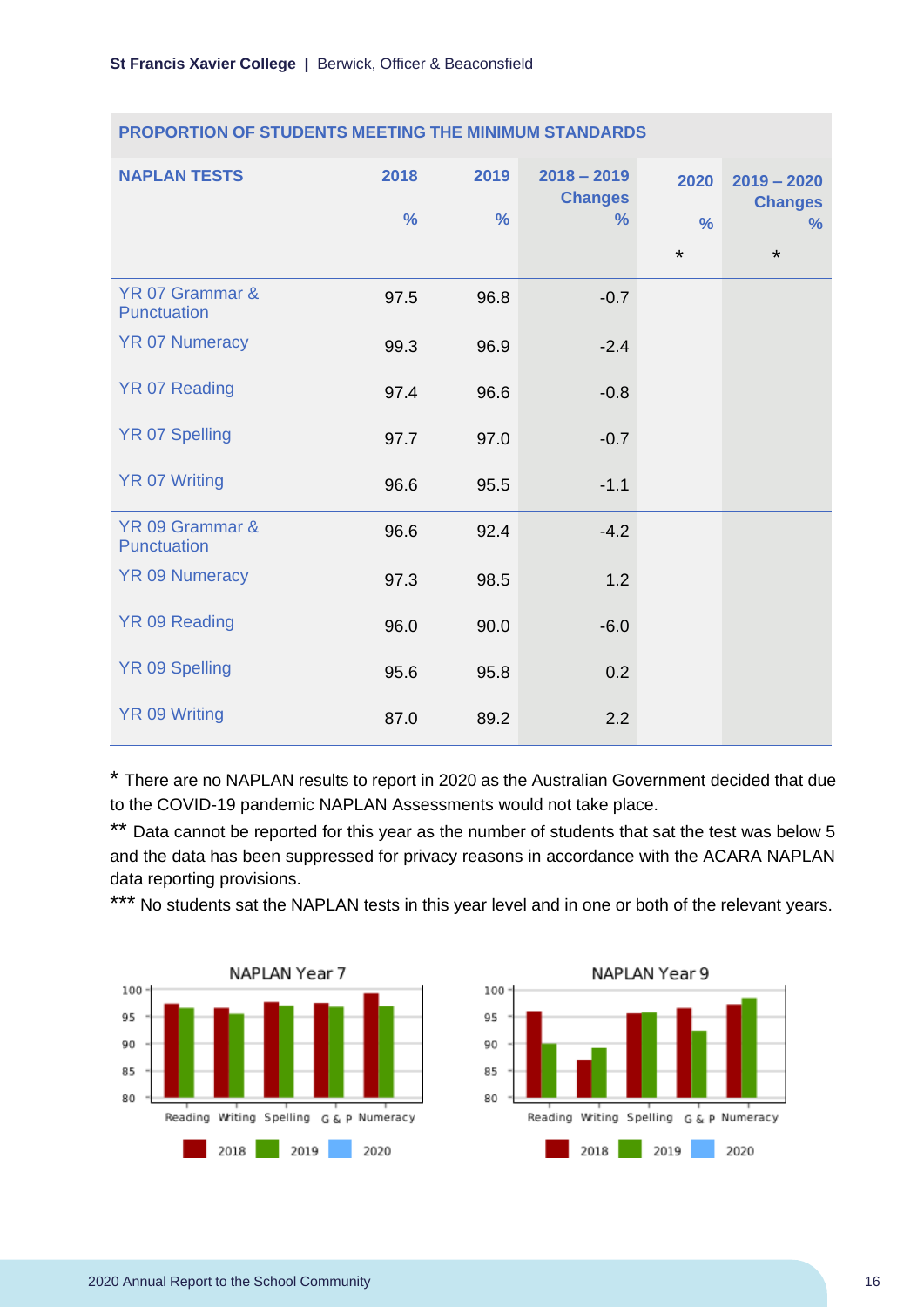## PROPORTION OF STUDENTS MEETING THE MINIMUM STANDARDS

| NAPLAN TESTS | 2018 % | 2019 % | 2018 – 2019 Changes % | 2020 % * | 2019 – 2020 Changes % * |
|---|---|---|---|---|---|
| YR 07 Grammar & Punctuation | 97.5 | 96.8 | -0.7 | | |
| YR 07 Numeracy | 99.3 | 96.9 | -2.4 | | |
| YR 07 Reading | 97.4 | 96.6 | -0.8 | | |
| YR 07 Spelling | 97.7 | 97.0 | -0.7 | | |
| YR 07 Writing | 96.6 | 95.5 | -1.1 | | |
| YR 09 Grammar & Punctuation | 96.6 | 92.4 | -4.2 | | |
| YR 09 Numeracy | 97.3 | 98.5 | 1.2 | | |
| YR 09 Reading | 96.0 | 90.0 | -6.0 | | |
| YR 09 Spelling | 95.6 | 95.8 | 0.2 | | |
| YR 09 Writing | 87.0 | 89.2 | 2.2 | | |

* There are no NAPLAN results to report in 2020 as the Australian Government decided that due to the COVID-19 pandemic NAPLAN Assessments would not take place.

** Data cannot be reported for this year as the number of students that sat the test was below 5 and the data has been suppressed for privacy reasons in accordance with the ACARA NAPLAN data reporting provisions.

*** No students sat the NAPLAN tests in this year level and in one or both of the relevant years.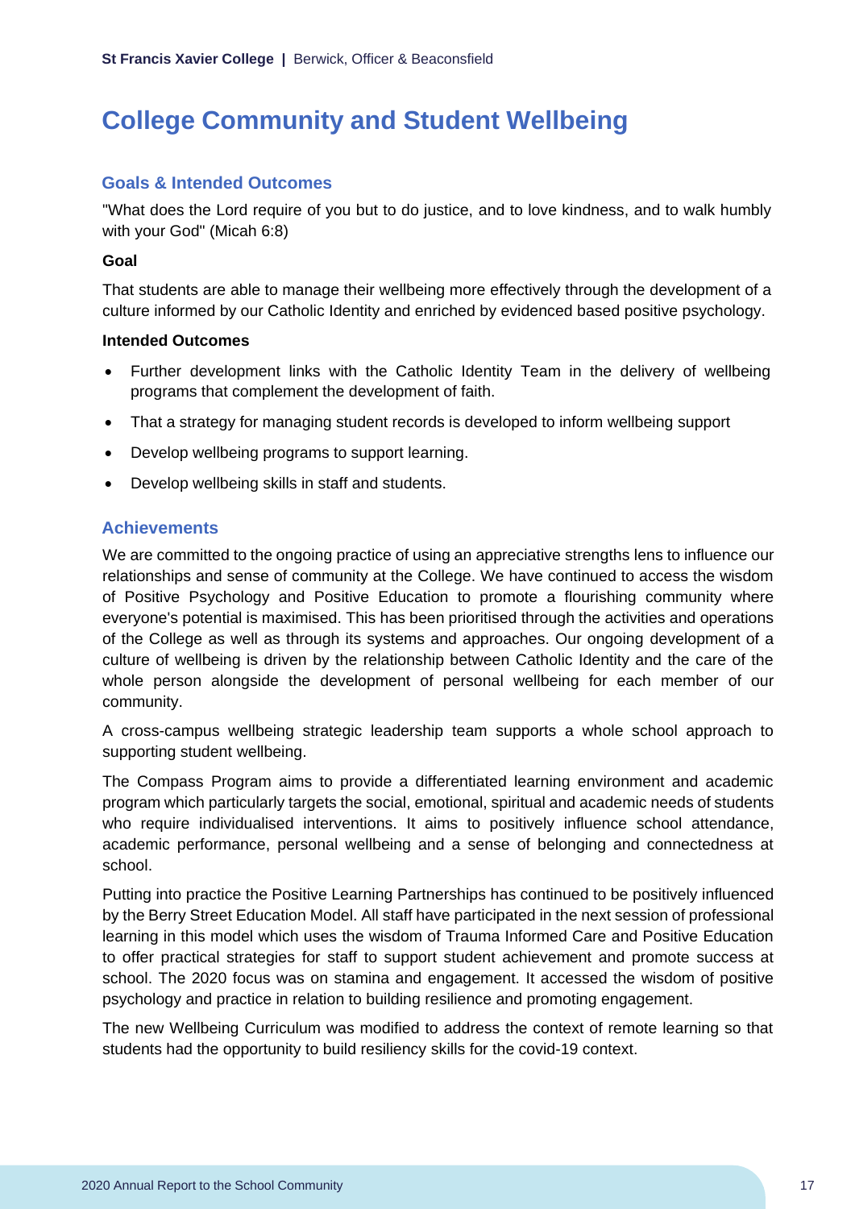# College Community and Student Wellbeing

## Goals & Intended Outcomes

"What does the Lord require of you but to do justice, and to love kindness, and to walk humbly with your God" (Micah 6:8)

**Goal**

That students are able to manage their wellbeing more effectively through the development of a culture informed by our Catholic Identity and enriched by evidenced based positive psychology.

**Intended Outcomes**

- Further development links with the Catholic Identity Team in the delivery of wellbeing programs that complement the development of faith.
- That a strategy for managing student records is developed to inform wellbeing support
- Develop wellbeing programs to support learning.
- Develop wellbeing skills in staff and students.

## Achievements

We are committed to the ongoing practice of using an appreciative strengths lens to influence our relationships and sense of community at the College. We have continued to access the wisdom of Positive Psychology and Positive Education to promote a flourishing community where everyone's potential is maximised. This has been prioritised through the activities and operations of the College as well as through its systems and approaches. Our ongoing development of a culture of wellbeing is driven by the relationship between Catholic Identity and the care of the whole person alongside the development of personal wellbeing for each member of our community.

A cross-campus wellbeing strategic leadership team supports a whole school approach to supporting student wellbeing.

The Compass Program aims to provide a differentiated learning environment and academic program which particularly targets the social, emotional, spiritual and academic needs of students who require individualised interventions. It aims to positively influence school attendance, academic performance, personal wellbeing and a sense of belonging and connectedness at school.

Putting into practice the Positive Learning Partnerships has continued to be positively influenced by the Berry Street Education Model. All staff have participated in the next session of professional learning in this model which uses the wisdom of Trauma Informed Care and Positive Education to offer practical strategies for staff to support student achievement and promote success at school. The 2020 focus was on stamina and engagement. It accessed the wisdom of positive psychology and practice in relation to building resilience and promoting engagement.

The new Wellbeing Curriculum was modified to address the context of remote learning so that students had the opportunity to build resiliency skills for the covid-19 context.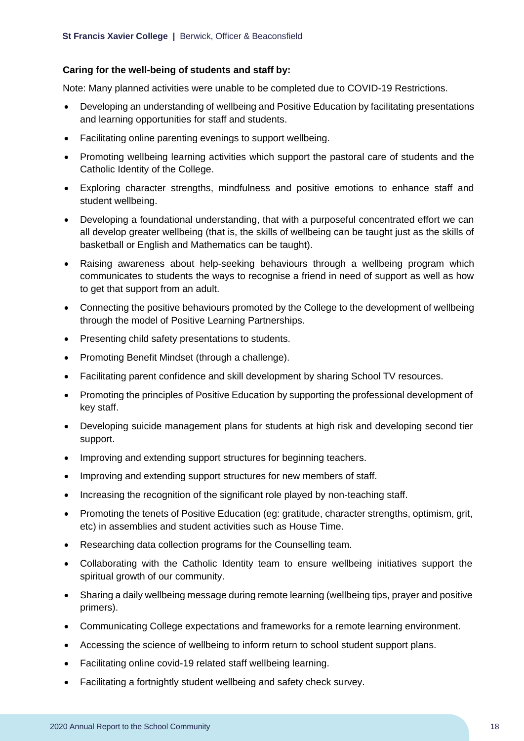**Caring for the well-being of students and staff by:**

Note: Many planned activities were unable to be completed due to COVID-19 Restrictions.

- Developing an understanding of wellbeing and Positive Education by facilitating presentations and learning opportunities for staff and students.
- Facilitating online parenting evenings to support wellbeing.
- Promoting wellbeing learning activities which support the pastoral care of students and the Catholic Identity of the College.
- Exploring character strengths, mindfulness and positive emotions to enhance staff and student wellbeing.
- Developing a foundational understanding, that with a purposeful concentrated effort we can all develop greater wellbeing (that is, the skills of wellbeing can be taught just as the skills of basketball or English and Mathematics can be taught).
- Raising awareness about help-seeking behaviours through a wellbeing program which communicates to students the ways to recognise a friend in need of support as well as how to get that support from an adult.
- Connecting the positive behaviours promoted by the College to the development of wellbeing through the model of Positive Learning Partnerships.
- Presenting child safety presentations to students.
- Promoting Benefit Mindset (through a challenge).
- Facilitating parent confidence and skill development by sharing School TV resources.
- Promoting the principles of Positive Education by supporting the professional development of key staff.
- Developing suicide management plans for students at high risk and developing second tier support.
- Improving and extending support structures for beginning teachers.
- Improving and extending support structures for new members of staff.
- Increasing the recognition of the significant role played by non-teaching staff.
- Promoting the tenets of Positive Education (eg: gratitude, character strengths, optimism, grit, etc) in assemblies and student activities such as House Time.
- Researching data collection programs for the Counselling team.
- Collaborating with the Catholic Identity team to ensure wellbeing initiatives support the spiritual growth of our community.
- Sharing a daily wellbeing message during remote learning (wellbeing tips, prayer and positive primers).
- Communicating College expectations and frameworks for a remote learning environment.
- Accessing the science of wellbeing to inform return to school student support plans.
- Facilitating online covid-19 related staff wellbeing learning.
- Facilitating a fortnightly student wellbeing and safety check survey.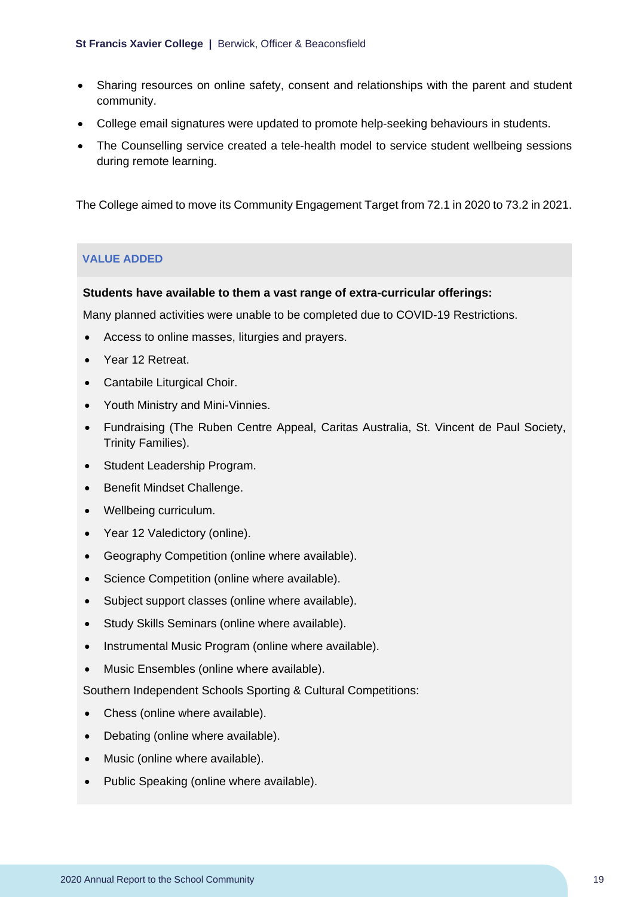- Sharing resources on online safety, consent and relationships with the parent and student community.
- College email signatures were updated to promote help-seeking behaviours in students.
- The Counselling service created a tele-health model to service student wellbeing sessions during remote learning.

The College aimed to move its Community Engagement Target from 72.1 in 2020 to 73.2 in 2021.

### VALUE ADDED

**Students have available to them a vast range of extra-curricular offerings:**

Many planned activities were unable to be completed due to COVID-19 Restrictions.

- Access to online masses, liturgies and prayers.
- Year 12 Retreat.
- Cantabile Liturgical Choir.
- Youth Ministry and Mini-Vinnies.
- Fundraising (The Ruben Centre Appeal, Caritas Australia, St. Vincent de Paul Society, Trinity Families).
- Student Leadership Program.
- Benefit Mindset Challenge.
- Wellbeing curriculum.
- Year 12 Valedictory (online).
- Geography Competition (online where available).
- Science Competition (online where available).
- Subject support classes (online where available).
- Study Skills Seminars (online where available).
- Instrumental Music Program (online where available).
- Music Ensembles (online where available).

Southern Independent Schools Sporting & Cultural Competitions:

- Chess (online where available).
- Debating (online where available).
- Music (online where available).
- Public Speaking (online where available).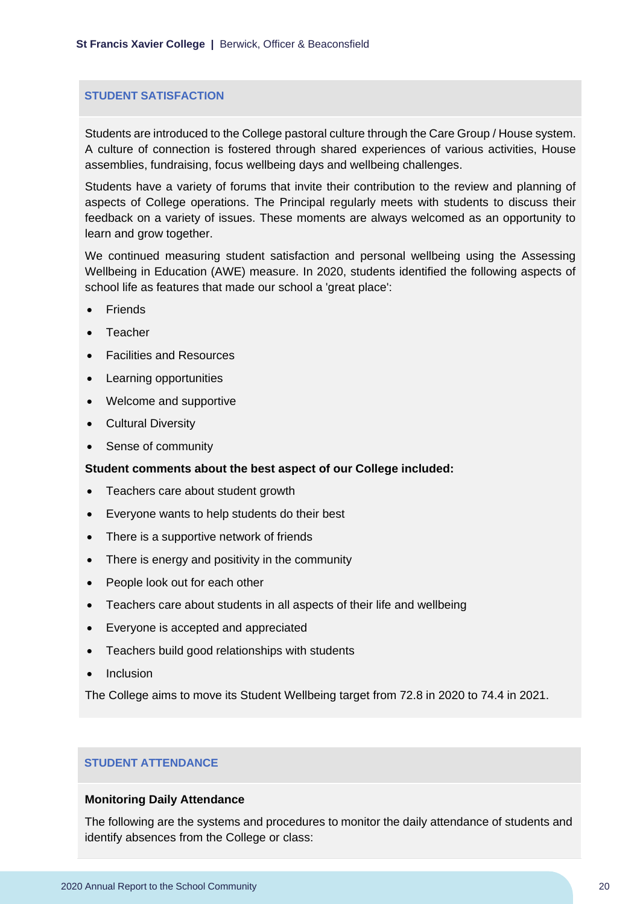## STUDENT SATISFACTION

Students are introduced to the College pastoral culture through the Care Group / House system. A culture of connection is fostered through shared experiences of various activities, House assemblies, fundraising, focus wellbeing days and wellbeing challenges.

Students have a variety of forums that invite their contribution to the review and planning of aspects of College operations. The Principal regularly meets with students to discuss their feedback on a variety of issues. These moments are always welcomed as an opportunity to learn and grow together.

We continued measuring student satisfaction and personal wellbeing using the Assessing Wellbeing in Education (AWE) measure. In 2020, students identified the following aspects of school life as features that made our school a 'great place':

- Friends
- Teacher
- Facilities and Resources
- Learning opportunities
- Welcome and supportive
- Cultural Diversity
- Sense of community

**Student comments about the best aspect of our College included:**

- Teachers care about student growth
- Everyone wants to help students do their best
- There is a supportive network of friends
- There is energy and positivity in the community
- People look out for each other
- Teachers care about students in all aspects of their life and wellbeing
- Everyone is accepted and appreciated
- Teachers build good relationships with students
- Inclusion

The College aims to move its Student Wellbeing target from 72.8 in 2020 to 74.4 in 2021.

## STUDENT ATTENDANCE

**Monitoring Daily Attendance**

The following are the systems and procedures to monitor the daily attendance of students and identify absences from the College or class: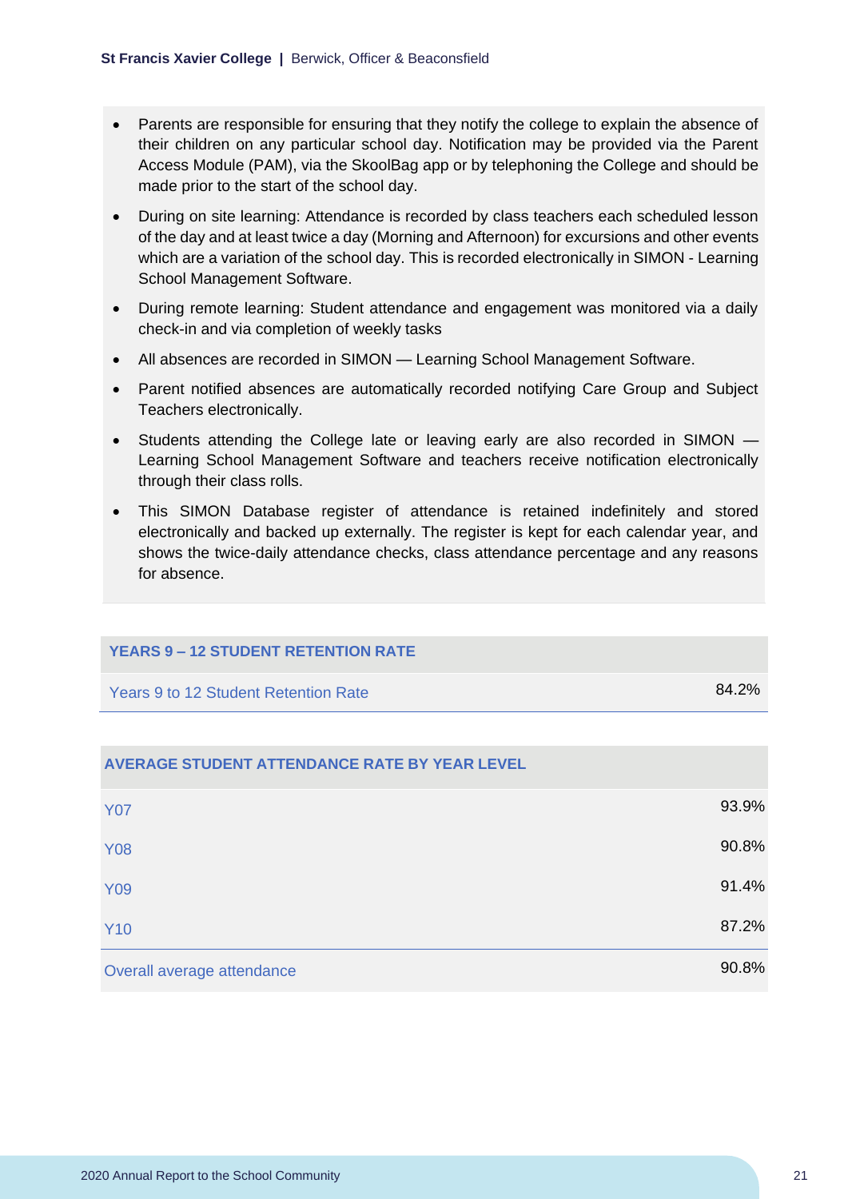- Parents are responsible for ensuring that they notify the college to explain the absence of their children on any particular school day. Notification may be provided via the Parent Access Module (PAM), via the SkoolBag app or by telephoning the College and should be made prior to the start of the school day.
- During on site learning: Attendance is recorded by class teachers each scheduled lesson of the day and at least twice a day (Morning and Afternoon) for excursions and other events which are a variation of the school day. This is recorded electronically in SIMON - Learning School Management Software.
- During remote learning: Student attendance and engagement was monitored via a daily check-in and via completion of weekly tasks
- All absences are recorded in SIMON — Learning School Management Software.
- Parent notified absences are automatically recorded notifying Care Group and Subject Teachers electronically.
- Students attending the College late or leaving early are also recorded in SIMON — Learning School Management Software and teachers receive notification electronically through their class rolls.
- This SIMON Database register of attendance is retained indefinitely and stored electronically and backed up externally. The register is kept for each calendar year, and shows the twice-daily attendance checks, class attendance percentage and any reasons for absence.

| YEARS 9 – 12 STUDENT RETENTION RATE | |
|---|---|
| Years 9 to 12 Student Retention Rate | 84.2% |

| AVERAGE STUDENT ATTENDANCE RATE BY YEAR LEVEL | |
|---|---|
| Y07 | 93.9% |
| Y08 | 90.8% |
| Y09 | 91.4% |
| Y10 | 87.2% |
| Overall average attendance | 90.8% |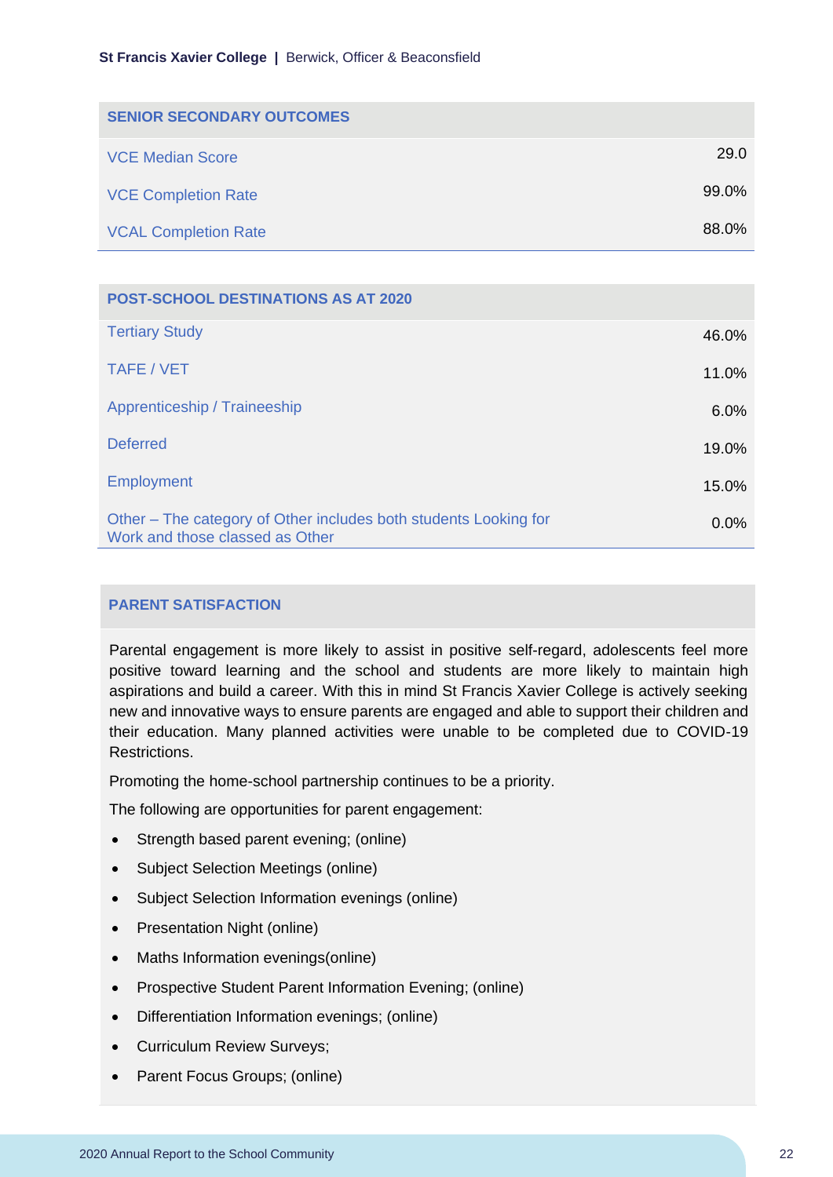| SENIOR SECONDARY OUTCOMES | |
| --- | --- |
| VCE Median Score | 29.0 |
| VCE Completion Rate | 99.0% |
| VCAL Completion Rate | 88.0% |

| POST-SCHOOL DESTINATIONS AS AT 2020 | |
| --- | --- |
| Tertiary Study | 46.0% |
| TAFE / VET | 11.0% |
| Apprenticeship / Traineeship | 6.0% |
| Deferred | 19.0% |
| Employment | 15.0% |
| Other – The category of Other includes both students Looking for Work and those classed as Other | 0.0% |

## PARENT SATISFACTION

Parental engagement is more likely to assist in positive self-regard, adolescents feel more positive toward learning and the school and students are more likely to maintain high aspirations and build a career. With this in mind St Francis Xavier College is actively seeking new and innovative ways to ensure parents are engaged and able to support their children and their education. Many planned activities were unable to be completed due to COVID-19 Restrictions.

Promoting the home-school partnership continues to be a priority.

The following are opportunities for parent engagement:

- Strength based parent evening; (online)
- Subject Selection Meetings (online)
- Subject Selection Information evenings (online)
- Presentation Night (online)
- Maths Information evenings(online)
- Prospective Student Parent Information Evening; (online)
- Differentiation Information evenings; (online)
- Curriculum Review Surveys;
- Parent Focus Groups; (online)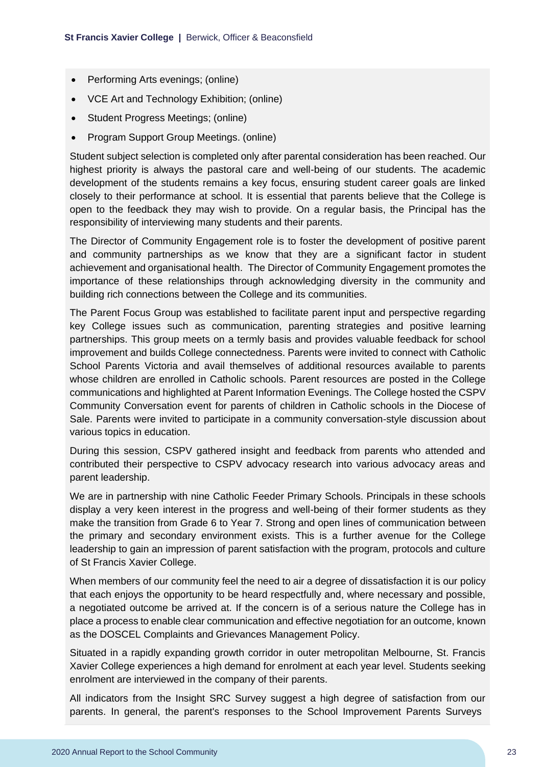- Performing Arts evenings; (online)
- VCE Art and Technology Exhibition; (online)
- Student Progress Meetings; (online)
- Program Support Group Meetings. (online)

Student subject selection is completed only after parental consideration has been reached. Our highest priority is always the pastoral care and well-being of our students. The academic development of the students remains a key focus, ensuring student career goals are linked closely to their performance at school. It is essential that parents believe that the College is open to the feedback they may wish to provide. On a regular basis, the Principal has the responsibility of interviewing many students and their parents.

The Director of Community Engagement role is to foster the development of positive parent and community partnerships as we know that they are a significant factor in student achievement and organisational health. The Director of Community Engagement promotes the importance of these relationships through acknowledging diversity in the community and building rich connections between the College and its communities.

The Parent Focus Group was established to facilitate parent input and perspective regarding key College issues such as communication, parenting strategies and positive learning partnerships. This group meets on a termly basis and provides valuable feedback for school improvement and builds College connectedness. Parents were invited to connect with Catholic School Parents Victoria and avail themselves of additional resources available to parents whose children are enrolled in Catholic schools. Parent resources are posted in the College communications and highlighted at Parent Information Evenings. The College hosted the CSPV Community Conversation event for parents of children in Catholic schools in the Diocese of Sale. Parents were invited to participate in a community conversation-style discussion about various topics in education.

During this session, CSPV gathered insight and feedback from parents who attended and contributed their perspective to CSPV advocacy research into various advocacy areas and parent leadership.

We are in partnership with nine Catholic Feeder Primary Schools. Principals in these schools display a very keen interest in the progress and well-being of their former students as they make the transition from Grade 6 to Year 7. Strong and open lines of communication between the primary and secondary environment exists. This is a further avenue for the College leadership to gain an impression of parent satisfaction with the program, protocols and culture of St Francis Xavier College.

When members of our community feel the need to air a degree of dissatisfaction it is our policy that each enjoys the opportunity to be heard respectfully and, where necessary and possible, a negotiated outcome be arrived at. If the concern is of a serious nature the College has in place a process to enable clear communication and effective negotiation for an outcome, known as the DOSCEL Complaints and Grievances Management Policy.

Situated in a rapidly expanding growth corridor in outer metropolitan Melbourne, St. Francis Xavier College experiences a high demand for enrolment at each year level. Students seeking enrolment are interviewed in the company of their parents.

All indicators from the Insight SRC Survey suggest a high degree of satisfaction from our parents. In general, the parent's responses to the School Improvement Parents Surveys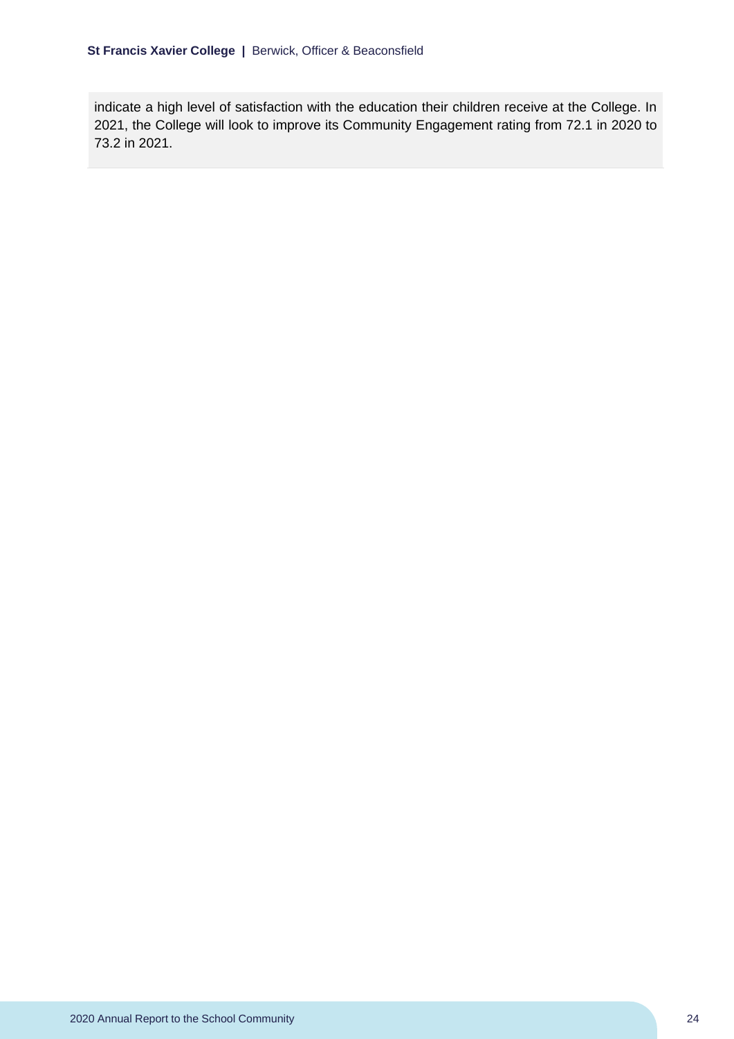indicate a high level of satisfaction with the education their children receive at the College. In 2021, the College will look to improve its Community Engagement rating from 72.1 in 2020 to 73.2 in 2021.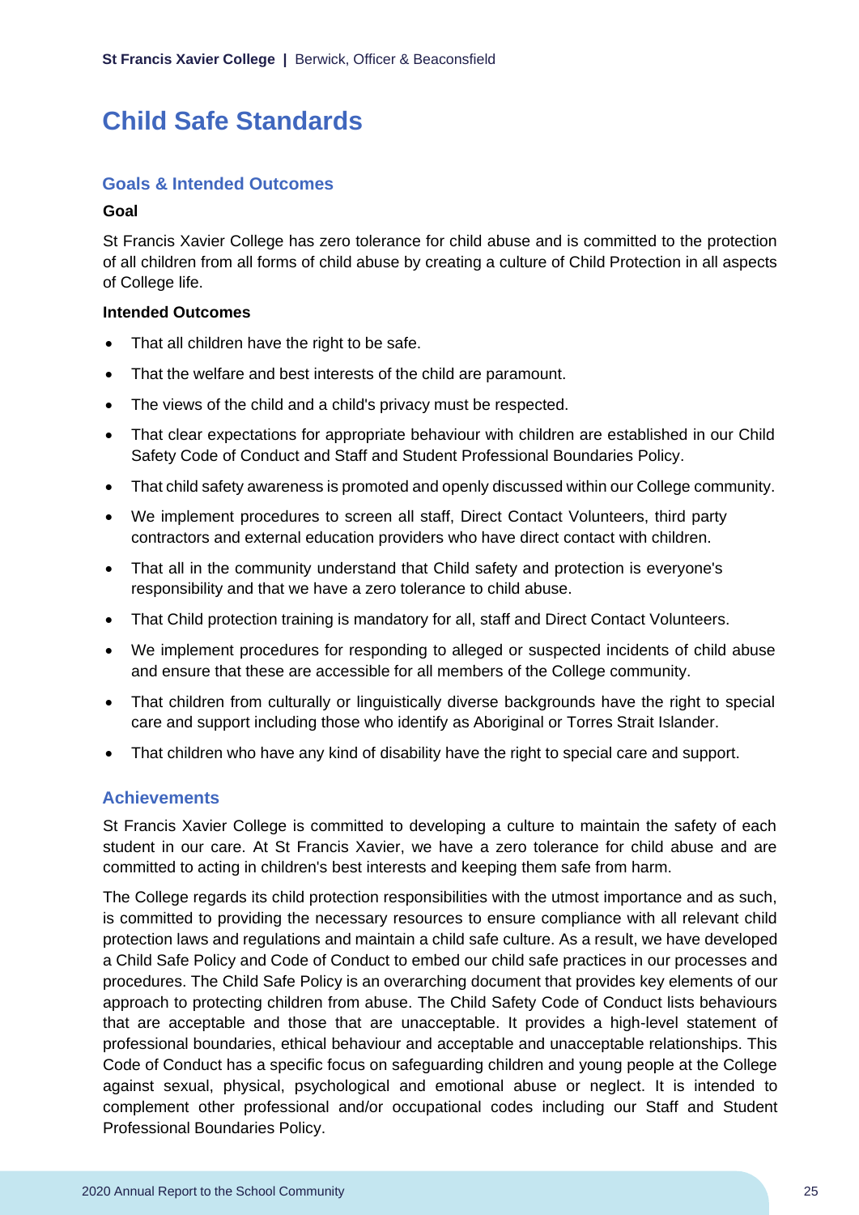# Child Safe Standards

## Goals & Intended Outcomes

**Goal**

St Francis Xavier College has zero tolerance for child abuse and is committed to the protection of all children from all forms of child abuse by creating a culture of Child Protection in all aspects of College life.

**Intended Outcomes**

- That all children have the right to be safe.
- That the welfare and best interests of the child are paramount.
- The views of the child and a child's privacy must be respected.
- That clear expectations for appropriate behaviour with children are established in our Child Safety Code of Conduct and Staff and Student Professional Boundaries Policy.
- That child safety awareness is promoted and openly discussed within our College community.
- We implement procedures to screen all staff, Direct Contact Volunteers, third party contractors and external education providers who have direct contact with children.
- That all in the community understand that Child safety and protection is everyone's responsibility and that we have a zero tolerance to child abuse.
- That Child protection training is mandatory for all, staff and Direct Contact Volunteers.
- We implement procedures for responding to alleged or suspected incidents of child abuse and ensure that these are accessible for all members of the College community.
- That children from culturally or linguistically diverse backgrounds have the right to special care and support including those who identify as Aboriginal or Torres Strait Islander.
- That children who have any kind of disability have the right to special care and support.

## Achievements

St Francis Xavier College is committed to developing a culture to maintain the safety of each student in our care. At St Francis Xavier, we have a zero tolerance for child abuse and are committed to acting in children's best interests and keeping them safe from harm.

The College regards its child protection responsibilities with the utmost importance and as such, is committed to providing the necessary resources to ensure compliance with all relevant child protection laws and regulations and maintain a child safe culture. As a result, we have developed a Child Safe Policy and Code of Conduct to embed our child safe practices in our processes and procedures. The Child Safe Policy is an overarching document that provides key elements of our approach to protecting children from abuse. The Child Safety Code of Conduct lists behaviours that are acceptable and those that are unacceptable. It provides a high-level statement of professional boundaries, ethical behaviour and acceptable and unacceptable relationships. This Code of Conduct has a specific focus on safeguarding children and young people at the College against sexual, physical, psychological and emotional abuse or neglect. It is intended to complement other professional and/or occupational codes including our Staff and Student Professional Boundaries Policy.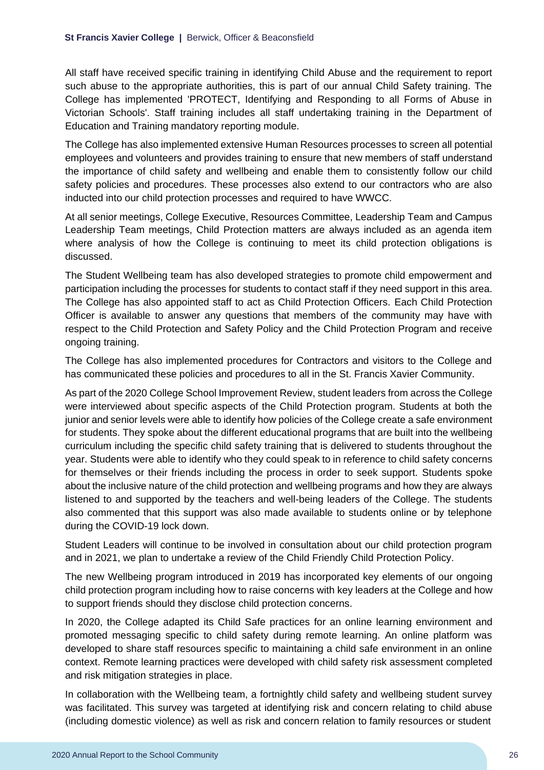All staff have received specific training in identifying Child Abuse and the requirement to report such abuse to the appropriate authorities, this is part of our annual Child Safety training. The College has implemented 'PROTECT, Identifying and Responding to all Forms of Abuse in Victorian Schools'. Staff training includes all staff undertaking training in the Department of Education and Training mandatory reporting module.

The College has also implemented extensive Human Resources processes to screen all potential employees and volunteers and provides training to ensure that new members of staff understand the importance of child safety and wellbeing and enable them to consistently follow our child safety policies and procedures. These processes also extend to our contractors who are also inducted into our child protection processes and required to have WWCC.

At all senior meetings, College Executive, Resources Committee, Leadership Team and Campus Leadership Team meetings, Child Protection matters are always included as an agenda item where analysis of how the College is continuing to meet its child protection obligations is discussed.

The Student Wellbeing team has also developed strategies to promote child empowerment and participation including the processes for students to contact staff if they need support in this area. The College has also appointed staff to act as Child Protection Officers. Each Child Protection Officer is available to answer any questions that members of the community may have with respect to the Child Protection and Safety Policy and the Child Protection Program and receive ongoing training.

The College has also implemented procedures for Contractors and visitors to the College and has communicated these policies and procedures to all in the St. Francis Xavier Community.

As part of the 2020 College School Improvement Review, student leaders from across the College were interviewed about specific aspects of the Child Protection program. Students at both the junior and senior levels were able to identify how policies of the College create a safe environment for students. They spoke about the different educational programs that are built into the wellbeing curriculum including the specific child safety training that is delivered to students throughout the year. Students were able to identify who they could speak to in reference to child safety concerns for themselves or their friends including the process in order to seek support. Students spoke about the inclusive nature of the child protection and wellbeing programs and how they are always listened to and supported by the teachers and well-being leaders of the College. The students also commented that this support was also made available to students online or by telephone during the COVID-19 lock down.

Student Leaders will continue to be involved in consultation about our child protection program and in 2021, we plan to undertake a review of the Child Friendly Child Protection Policy.

The new Wellbeing program introduced in 2019 has incorporated key elements of our ongoing child protection program including how to raise concerns with key leaders at the College and how to support friends should they disclose child protection concerns.

In 2020, the College adapted its Child Safe practices for an online learning environment and promoted messaging specific to child safety during remote learning. An online platform was developed to share staff resources specific to maintaining a child safe environment in an online context. Remote learning practices were developed with child safety risk assessment completed and risk mitigation strategies in place.

In collaboration with the Wellbeing team, a fortnightly child safety and wellbeing student survey was facilitated. This survey was targeted at identifying risk and concern relating to child abuse (including domestic violence) as well as risk and concern relation to family resources or student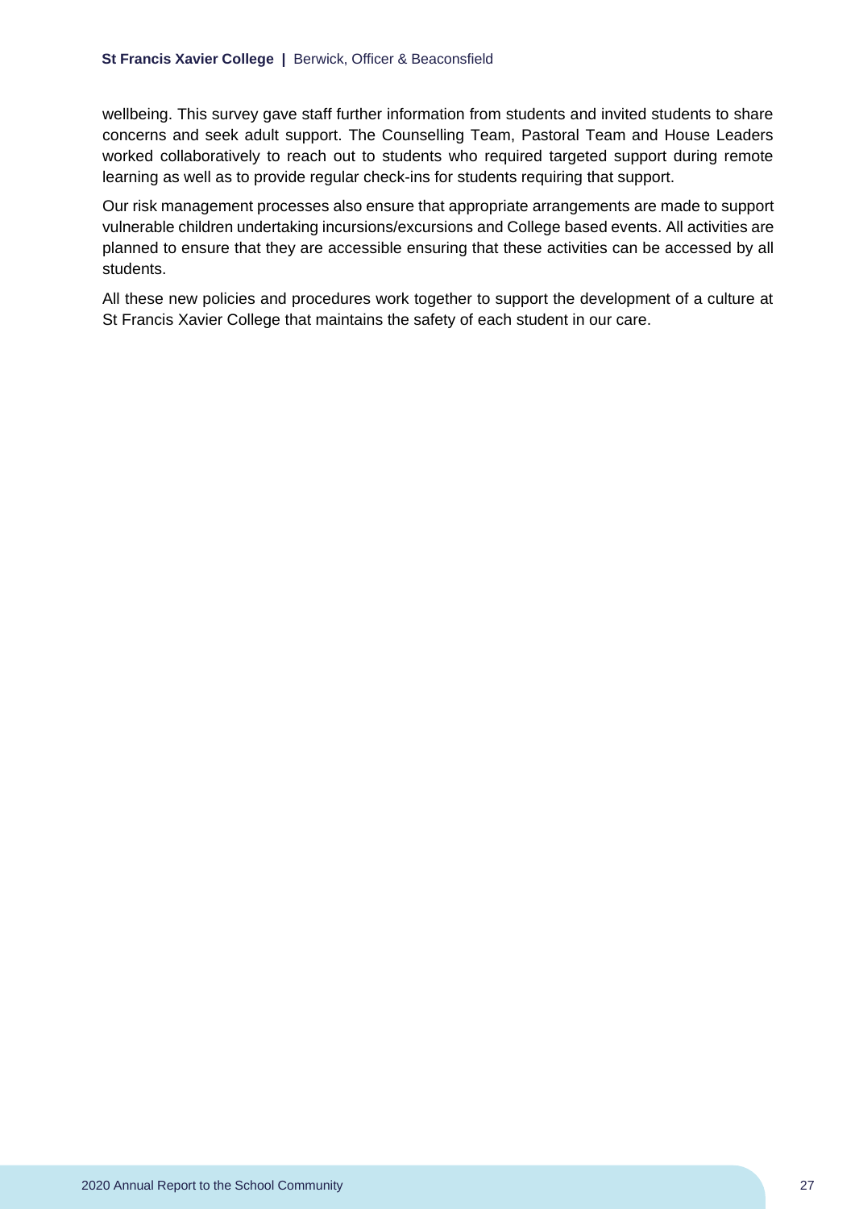wellbeing. This survey gave staff further information from students and invited students to share concerns and seek adult support. The Counselling Team, Pastoral Team and House Leaders worked collaboratively to reach out to students who required targeted support during remote learning as well as to provide regular check-ins for students requiring that support.

Our risk management processes also ensure that appropriate arrangements are made to support vulnerable children undertaking incursions/excursions and College based events. All activities are planned to ensure that they are accessible ensuring that these activities can be accessed by all students.

All these new policies and procedures work together to support the development of a culture at St Francis Xavier College that maintains the safety of each student in our care.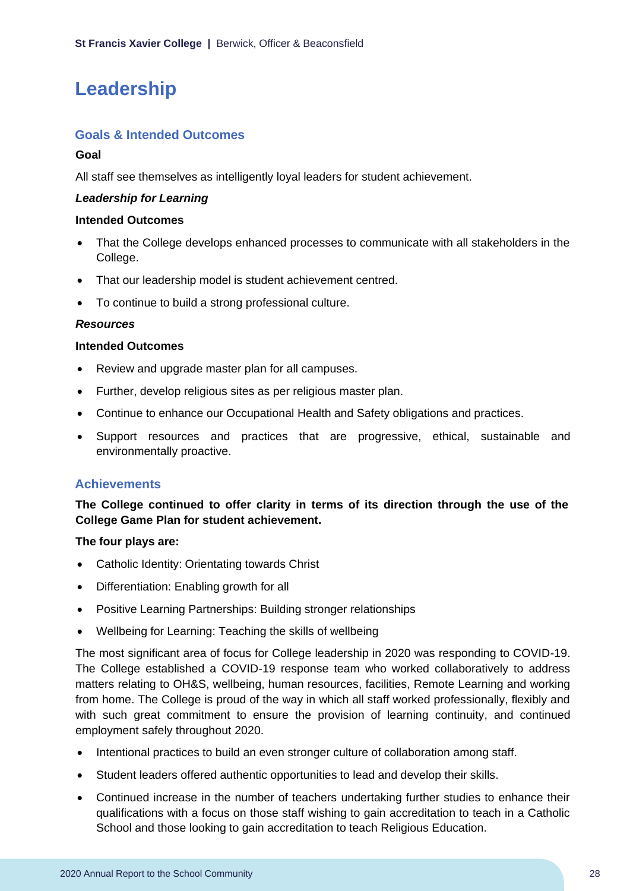# Leadership

## Goals & Intended Outcomes

**Goal**

All staff see themselves as intelligently loyal leaders for student achievement.

***Leadership for Learning***

**Intended Outcomes**

- That the College develops enhanced processes to communicate with all stakeholders in the College.
- That our leadership model is student achievement centred.
- To continue to build a strong professional culture.

***Resources***

**Intended Outcomes**

- Review and upgrade master plan for all campuses.
- Further, develop religious sites as per religious master plan.
- Continue to enhance our Occupational Health and Safety obligations and practices.
- Support resources and practices that are progressive, ethical, sustainable and environmentally proactive.

## Achievements

**The College continued to offer clarity in terms of its direction through the use of the College Game Plan for student achievement.**

**The four plays are:**

- Catholic Identity: Orientating towards Christ
- Differentiation: Enabling growth for all
- Positive Learning Partnerships: Building stronger relationships
- Wellbeing for Learning: Teaching the skills of wellbeing

The most significant area of focus for College leadership in 2020 was responding to COVID-19. The College established a COVID-19 response team who worked collaboratively to address matters relating to OH&S, wellbeing, human resources, facilities, Remote Learning and working from home. The College is proud of the way in which all staff worked professionally, flexibly and with such great commitment to ensure the provision of learning continuity, and continued employment safely throughout 2020.

- Intentional practices to build an even stronger culture of collaboration among staff.
- Student leaders offered authentic opportunities to lead and develop their skills.
- Continued increase in the number of teachers undertaking further studies to enhance their qualifications with a focus on those staff wishing to gain accreditation to teach in a Catholic School and those looking to gain accreditation to teach Religious Education.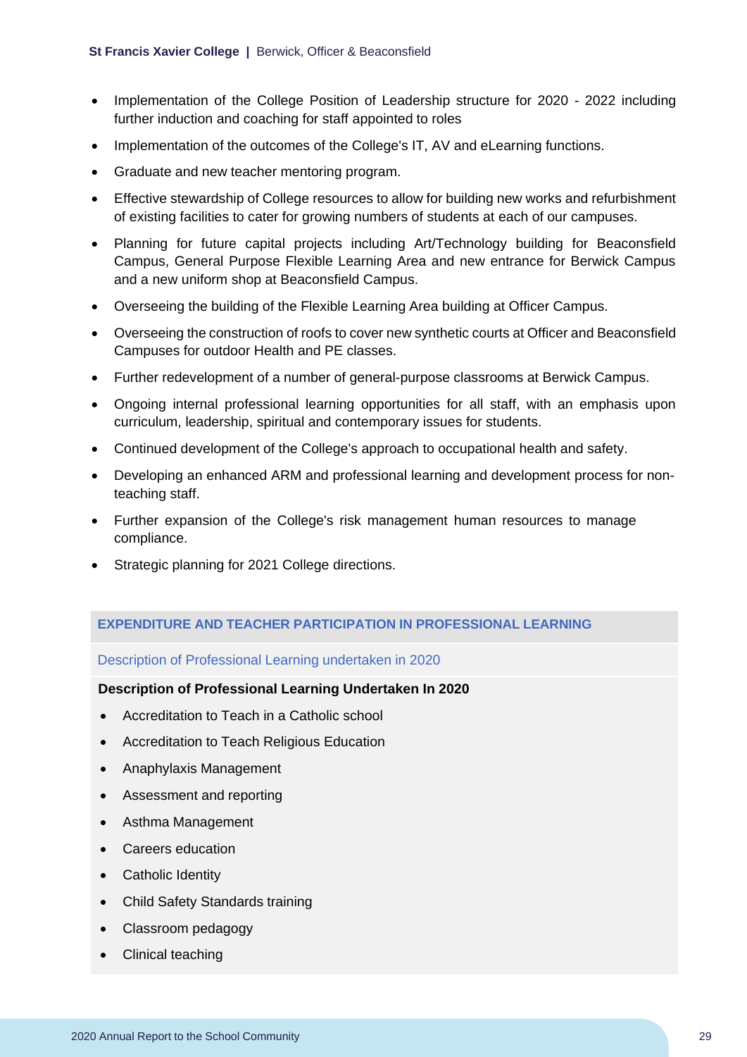- Implementation of the College Position of Leadership structure for 2020 - 2022 including further induction and coaching for staff appointed to roles
- Implementation of the outcomes of the College's IT, AV and eLearning functions.
- Graduate and new teacher mentoring program.
- Effective stewardship of College resources to allow for building new works and refurbishment of existing facilities to cater for growing numbers of students at each of our campuses.
- Planning for future capital projects including Art/Technology building for Beaconsfield Campus, General Purpose Flexible Learning Area and new entrance for Berwick Campus and a new uniform shop at Beaconsfield Campus.
- Overseeing the building of the Flexible Learning Area building at Officer Campus.
- Overseeing the construction of roofs to cover new synthetic courts at Officer and Beaconsfield Campuses for outdoor Health and PE classes.
- Further redevelopment of a number of general-purpose classrooms at Berwick Campus.
- Ongoing internal professional learning opportunities for all staff, with an emphasis upon curriculum, leadership, spiritual and contemporary issues for students.
- Continued development of the College's approach to occupational health and safety.
- Developing an enhanced ARM and professional learning and development process for non-teaching staff.
- Further expansion of the College's risk management human resources to manage compliance.
- Strategic planning for 2021 College directions.

## EXPENDITURE AND TEACHER PARTICIPATION IN PROFESSIONAL LEARNING

### Description of Professional Learning undertaken in 2020

**Description of Professional Learning Undertaken In 2020**

- Accreditation to Teach in a Catholic school
- Accreditation to Teach Religious Education
- Anaphylaxis Management
- Assessment and reporting
- Asthma Management
- Careers education
- Catholic Identity
- Child Safety Standards training
- Classroom pedagogy
- Clinical teaching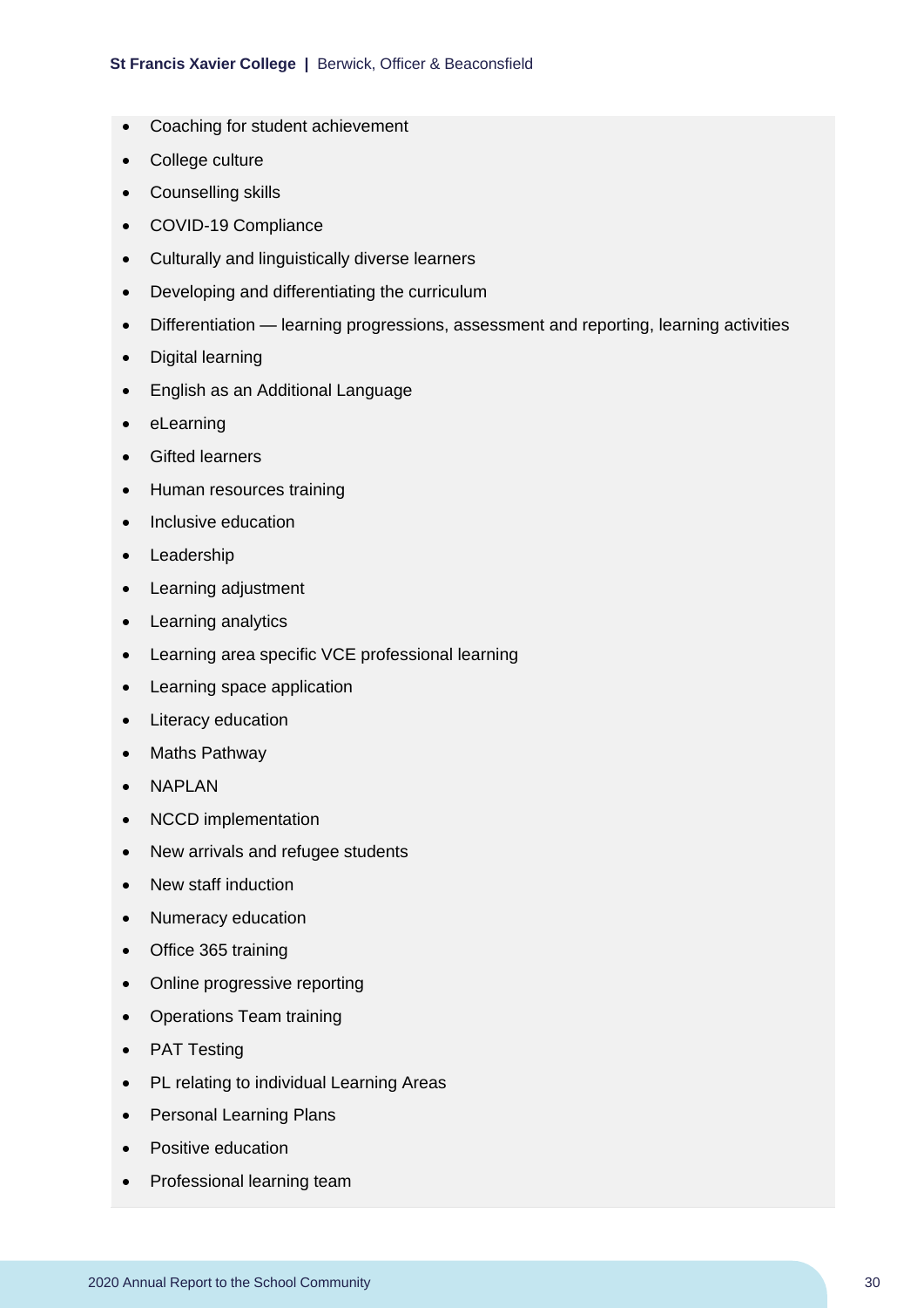- Coaching for student achievement
- College culture
- Counselling skills
- COVID-19 Compliance
- Culturally and linguistically diverse learners
- Developing and differentiating the curriculum
- Differentiation — learning progressions, assessment and reporting, learning activities
- Digital learning
- English as an Additional Language
- eLearning
- Gifted learners
- Human resources training
- Inclusive education
- Leadership
- Learning adjustment
- Learning analytics
- Learning area specific VCE professional learning
- Learning space application
- Literacy education
- Maths Pathway
- NAPLAN
- NCCD implementation
- New arrivals and refugee students
- New staff induction
- Numeracy education
- Office 365 training
- Online progressive reporting
- Operations Team training
- PAT Testing
- PL relating to individual Learning Areas
- Personal Learning Plans
- Positive education
- Professional learning team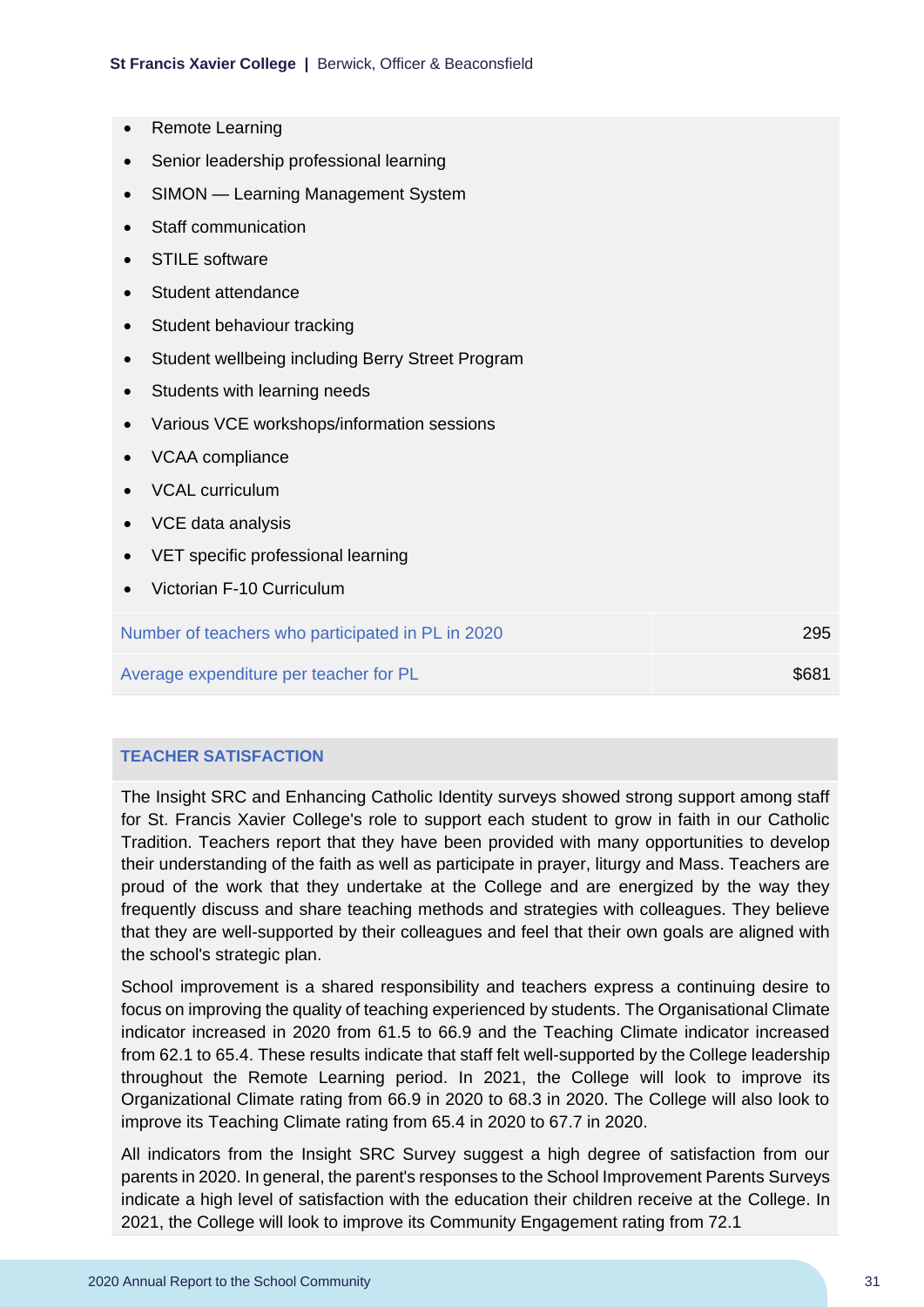- Remote Learning
- Senior leadership professional learning
- SIMON — Learning Management System
- Staff communication
- STILE software
- Student attendance
- Student behaviour tracking
- Student wellbeing including Berry Street Program
- Students with learning needs
- Various VCE workshops/information sessions
- VCAA compliance
- VCAL curriculum
- VCE data analysis
- VET specific professional learning
- Victorian F-10 Curriculum

| | |
|---|---|
| Number of teachers who participated in PL in 2020 | 295 |
| Average expenditure per teacher for PL | $681 |

## TEACHER SATISFACTION

The Insight SRC and Enhancing Catholic Identity surveys showed strong support among staff for St. Francis Xavier College's role to support each student to grow in faith in our Catholic Tradition. Teachers report that they have been provided with many opportunities to develop their understanding of the faith as well as participate in prayer, liturgy and Mass. Teachers are proud of the work that they undertake at the College and are energized by the way they frequently discuss and share teaching methods and strategies with colleagues. They believe that they are well-supported by their colleagues and feel that their own goals are aligned with the school's strategic plan.

School improvement is a shared responsibility and teachers express a continuing desire to focus on improving the quality of teaching experienced by students. The Organisational Climate indicator increased in 2020 from 61.5 to 66.9 and the Teaching Climate indicator increased from 62.1 to 65.4. These results indicate that staff felt well-supported by the College leadership throughout the Remote Learning period. In 2021, the College will look to improve its Organizational Climate rating from 66.9 in 2020 to 68.3 in 2020. The College will also look to improve its Teaching Climate rating from 65.4 in 2020 to 67.7 in 2020.

All indicators from the Insight SRC Survey suggest a high degree of satisfaction from our parents in 2020. In general, the parent's responses to the School Improvement Parents Surveys indicate a high level of satisfaction with the education their children receive at the College. In 2021, the College will look to improve its Community Engagement rating from 72.1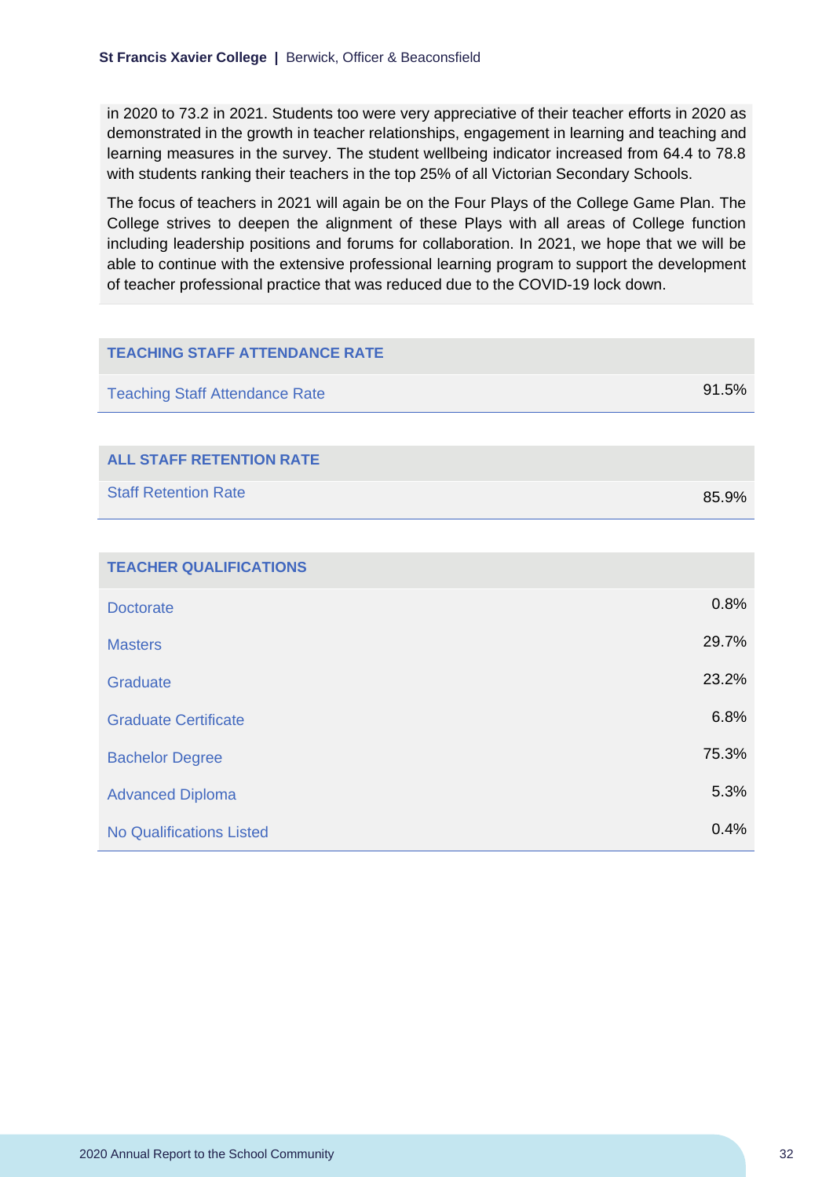in 2020 to 73.2 in 2021. Students too were very appreciative of their teacher efforts in 2020 as demonstrated in the growth in teacher relationships, engagement in learning and teaching and learning measures in the survey. The student wellbeing indicator increased from 64.4 to 78.8 with students ranking their teachers in the top 25% of all Victorian Secondary Schools.

The focus of teachers in 2021 will again be on the Four Plays of the College Game Plan. The College strives to deepen the alignment of these Plays with all areas of College function including leadership positions and forums for collaboration. In 2021, we hope that we will be able to continue with the extensive professional learning program to support the development of teacher professional practice that was reduced due to the COVID-19 lock down.

| TEACHING STAFF ATTENDANCE RATE | |
|---|---|
| Teaching Staff Attendance Rate | 91.5% |

| ALL STAFF RETENTION RATE | |
|---|---|
| Staff Retention Rate | 85.9% |

| TEACHER QUALIFICATIONS | |
|---|---|
| Doctorate | 0.8% |
| Masters | 29.7% |
| Graduate | 23.2% |
| Graduate Certificate | 6.8% |
| Bachelor Degree | 75.3% |
| Advanced Diploma | 5.3% |
| No Qualifications Listed | 0.4% |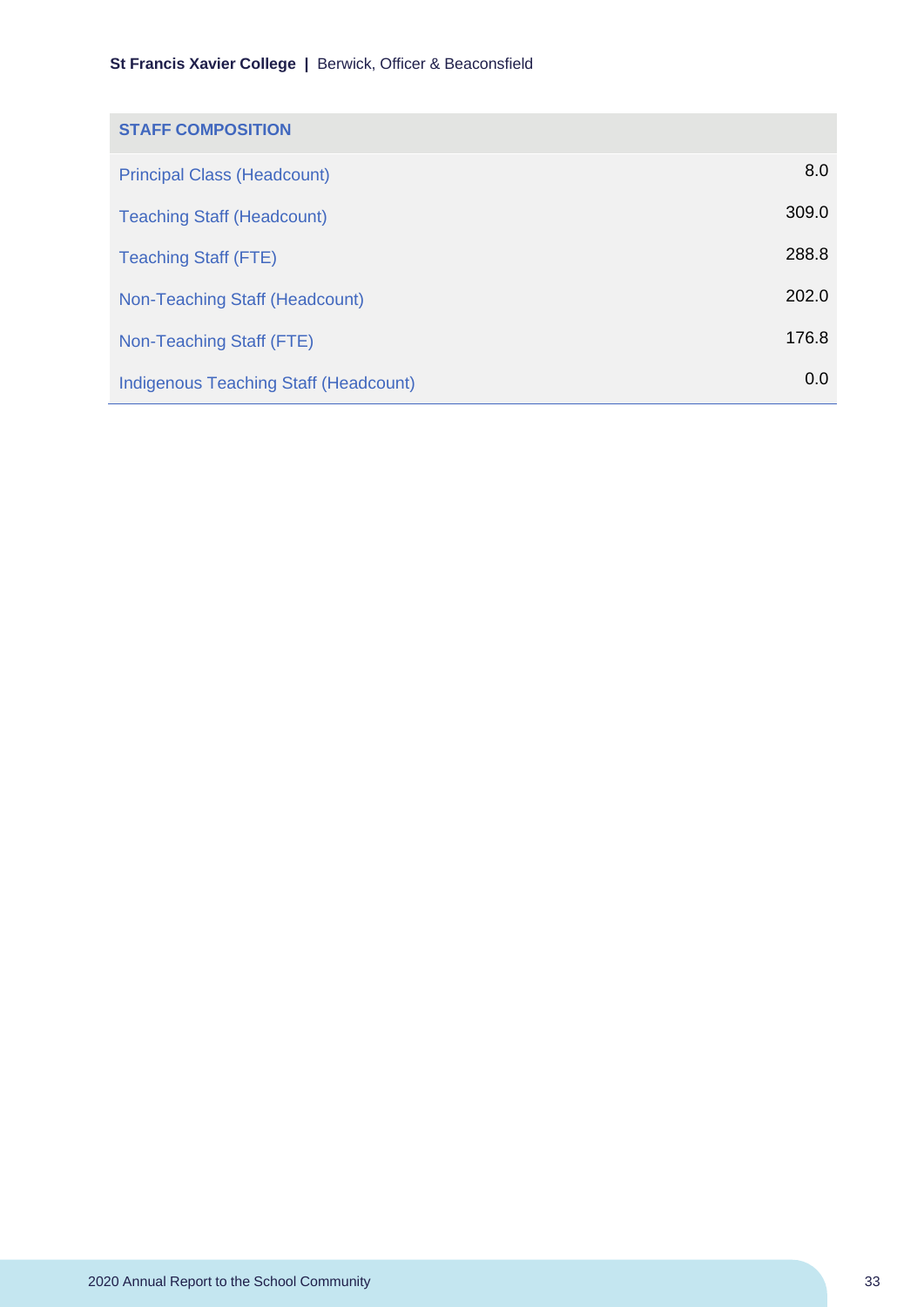| STAFF COMPOSITION | |
|---|---|
| Principal Class (Headcount) | 8.0 |
| Teaching Staff (Headcount) | 309.0 |
| Teaching Staff (FTE) | 288.8 |
| Non-Teaching Staff (Headcount) | 202.0 |
| Non-Teaching Staff (FTE) | 176.8 |
| Indigenous Teaching Staff (Headcount) | 0.0 |